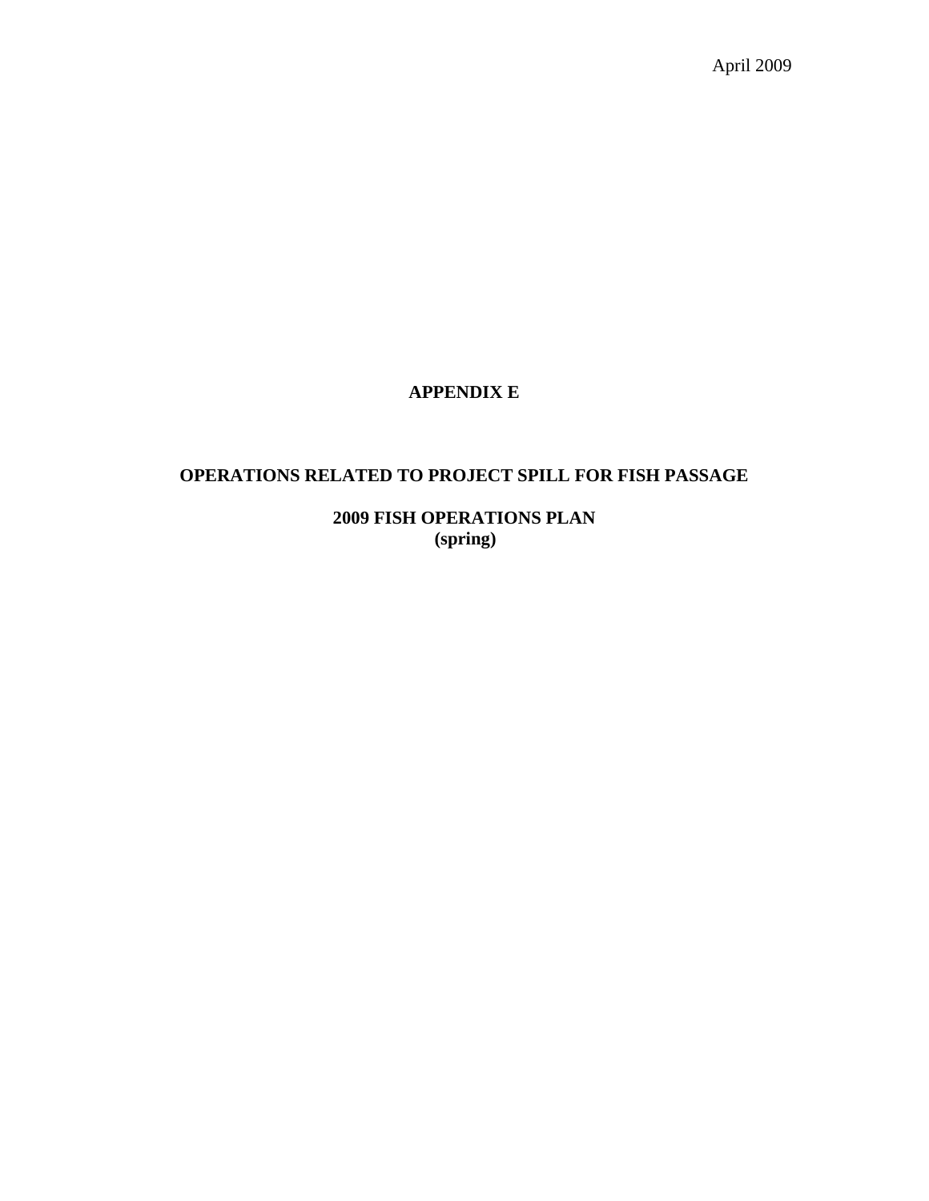April 2009

# APPENDIX E

## OPERATIONS RELATED TO PROJECT SPILL FOR FISH PASSAGE

## 2009 FISH OPERATIONS PLAN
**(spring)**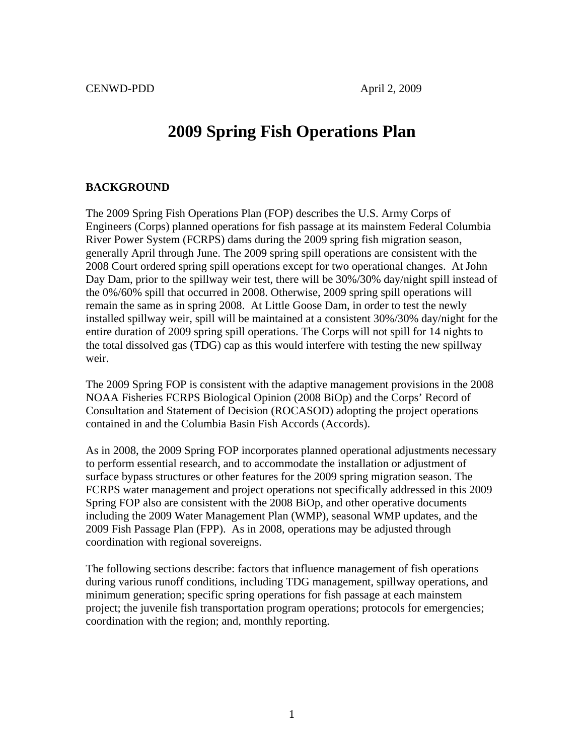CENWD-PDD April 2, 2009

# 2009 Spring Fish Operations Plan

## BACKGROUND

The 2009 Spring Fish Operations Plan (FOP) describes the U.S. Army Corps of Engineers (Corps) planned operations for fish passage at its mainstem Federal Columbia River Power System (FCRPS) dams during the 2009 spring fish migration season, generally April through June. The 2009 spring spill operations are consistent with the 2008 Court ordered spring spill operations except for two operational changes. At John Day Dam, prior to the spillway weir test, there will be 30%/30% day/night spill instead of the 0%/60% spill that occurred in 2008. Otherwise, 2009 spring spill operations will remain the same as in spring 2008. At Little Goose Dam, in order to test the newly installed spillway weir, spill will be maintained at a consistent 30%/30% day/night for the entire duration of 2009 spring spill operations. The Corps will not spill for 14 nights to the total dissolved gas (TDG) cap as this would interfere with testing the new spillway weir.

The 2009 Spring FOP is consistent with the adaptive management provisions in the 2008 NOAA Fisheries FCRPS Biological Opinion (2008 BiOp) and the Corps' Record of Consultation and Statement of Decision (ROCASOD) adopting the project operations contained in and the Columbia Basin Fish Accords (Accords).

As in 2008, the 2009 Spring FOP incorporates planned operational adjustments necessary to perform essential research, and to accommodate the installation or adjustment of surface bypass structures or other features for the 2009 spring migration season. The FCRPS water management and project operations not specifically addressed in this 2009 Spring FOP also are consistent with the 2008 BiOp, and other operative documents including the 2009 Water Management Plan (WMP), seasonal WMP updates, and the 2009 Fish Passage Plan (FPP). As in 2008, operations may be adjusted through coordination with regional sovereigns.

The following sections describe: factors that influence management of fish operations during various runoff conditions, including TDG management, spillway operations, and minimum generation; specific spring operations for fish passage at each mainstem project; the juvenile fish transportation program operations; protocols for emergencies; coordination with the region; and, monthly reporting.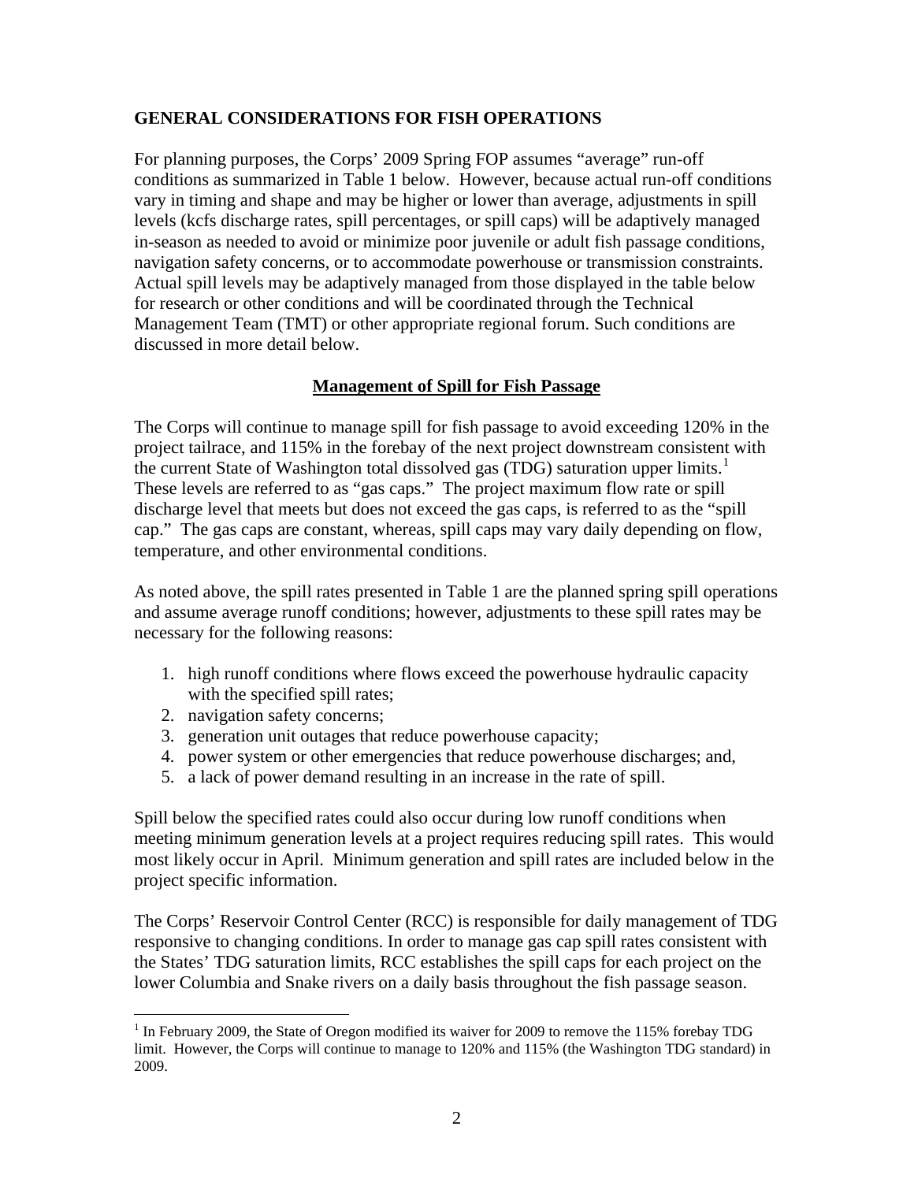## GENERAL CONSIDERATIONS FOR FISH OPERATIONS

For planning purposes, the Corps' 2009 Spring FOP assumes "average" run-off conditions as summarized in Table 1 below. However, because actual run-off conditions vary in timing and shape and may be higher or lower than average, adjustments in spill levels (kcfs discharge rates, spill percentages, or spill caps) will be adaptively managed in-season as needed to avoid or minimize poor juvenile or adult fish passage conditions, navigation safety concerns, or to accommodate powerhouse or transmission constraints. Actual spill levels may be adaptively managed from those displayed in the table below for research or other conditions and will be coordinated through the Technical Management Team (TMT) or other appropriate regional forum. Such conditions are discussed in more detail below.

### Management of Spill for Fish Passage

The Corps will continue to manage spill for fish passage to avoid exceeding 120% in the project tailrace, and 115% in the forebay of the next project downstream consistent with the current State of Washington total dissolved gas (TDG) saturation upper limits.[1] These levels are referred to as "gas caps." The project maximum flow rate or spill discharge level that meets but does not exceed the gas caps, is referred to as the "spill cap." The gas caps are constant, whereas, spill caps may vary daily depending on flow, temperature, and other environmental conditions.

As noted above, the spill rates presented in Table 1 are the planned spring spill operations and assume average runoff conditions; however, adjustments to these spill rates may be necessary for the following reasons:

1. high runoff conditions where flows exceed the powerhouse hydraulic capacity with the specified spill rates;
2. navigation safety concerns;
3. generation unit outages that reduce powerhouse capacity;
4. power system or other emergencies that reduce powerhouse discharges; and,
5. a lack of power demand resulting in an increase in the rate of spill.

Spill below the specified rates could also occur during low runoff conditions when meeting minimum generation levels at a project requires reducing spill rates. This would most likely occur in April. Minimum generation and spill rates are included below in the project specific information.

The Corps' Reservoir Control Center (RCC) is responsible for daily management of TDG responsive to changing conditions. In order to manage gas cap spill rates consistent with the States' TDG saturation limits, RCC establishes the spill caps for each project on the lower Columbia and Snake rivers on a daily basis throughout the fish passage season.

[1] In February 2009, the State of Oregon modified its waiver for 2009 to remove the 115% forebay TDG limit. However, the Corps will continue to manage to 120% and 115% (the Washington TDG standard) in 2009.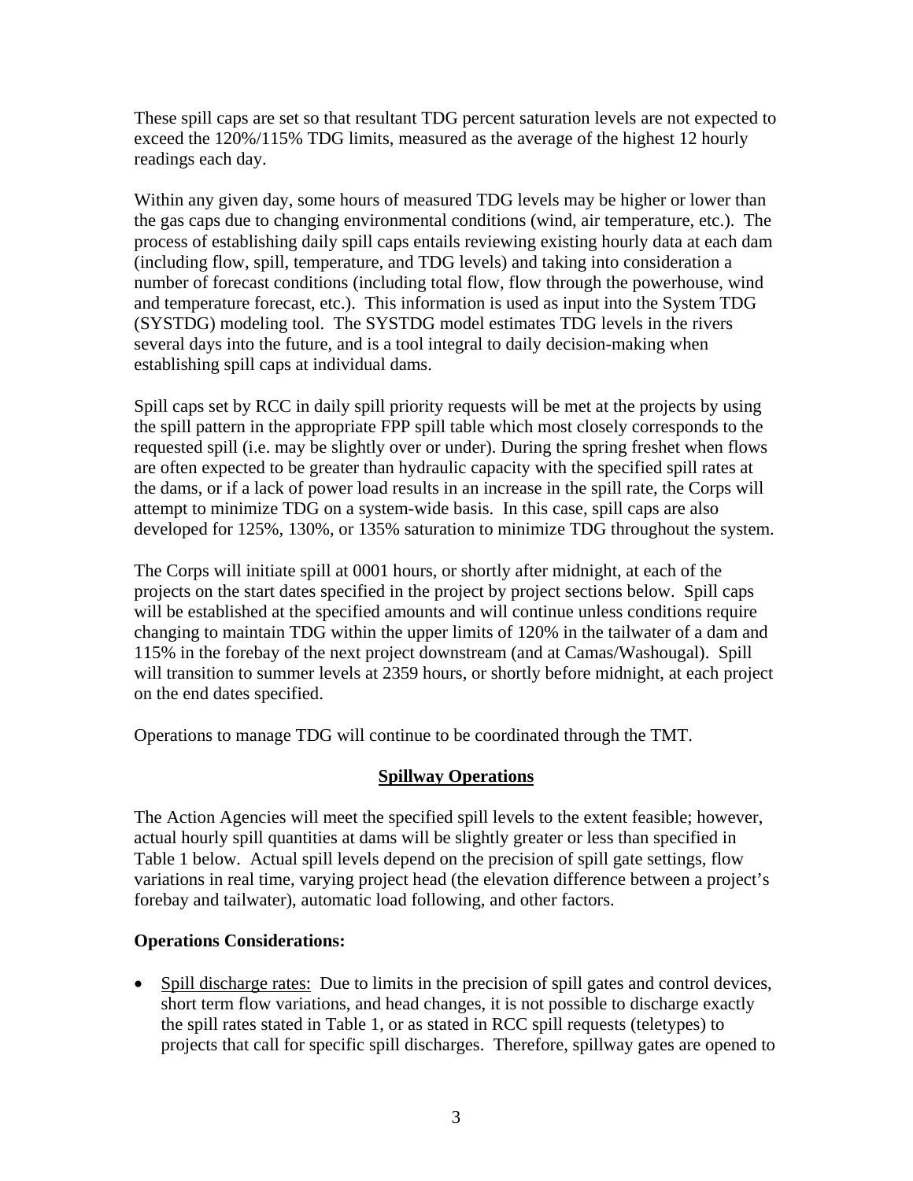These spill caps are set so that resultant TDG percent saturation levels are not expected to exceed the 120%/115% TDG limits, measured as the average of the highest 12 hourly readings each day.

Within any given day, some hours of measured TDG levels may be higher or lower than the gas caps due to changing environmental conditions (wind, air temperature, etc.). The process of establishing daily spill caps entails reviewing existing hourly data at each dam (including flow, spill, temperature, and TDG levels) and taking into consideration a number of forecast conditions (including total flow, flow through the powerhouse, wind and temperature forecast, etc.). This information is used as input into the System TDG (SYSTDG) modeling tool. The SYSTDG model estimates TDG levels in the rivers several days into the future, and is a tool integral to daily decision-making when establishing spill caps at individual dams.

Spill caps set by RCC in daily spill priority requests will be met at the projects by using the spill pattern in the appropriate FPP spill table which most closely corresponds to the requested spill (i.e. may be slightly over or under). During the spring freshet when flows are often expected to be greater than hydraulic capacity with the specified spill rates at the dams, or if a lack of power load results in an increase in the spill rate, the Corps will attempt to minimize TDG on a system-wide basis. In this case, spill caps are also developed for 125%, 130%, or 135% saturation to minimize TDG throughout the system.

The Corps will initiate spill at 0001 hours, or shortly after midnight, at each of the projects on the start dates specified in the project by project sections below. Spill caps will be established at the specified amounts and will continue unless conditions require changing to maintain TDG within the upper limits of 120% in the tailwater of a dam and 115% in the forebay of the next project downstream (and at Camas/Washougal). Spill will transition to summer levels at 2359 hours, or shortly before midnight, at each project on the end dates specified.

Operations to manage TDG will continue to be coordinated through the TMT.

## Spillway Operations

The Action Agencies will meet the specified spill levels to the extent feasible; however, actual hourly spill quantities at dams will be slightly greater or less than specified in Table 1 below. Actual spill levels depend on the precision of spill gate settings, flow variations in real time, varying project head (the elevation difference between a project's forebay and tailwater), automatic load following, and other factors.

**Operations Considerations:**

- Spill discharge rates: Due to limits in the precision of spill gates and control devices, short term flow variations, and head changes, it is not possible to discharge exactly the spill rates stated in Table 1, or as stated in RCC spill requests (teletypes) to projects that call for specific spill discharges. Therefore, spillway gates are opened to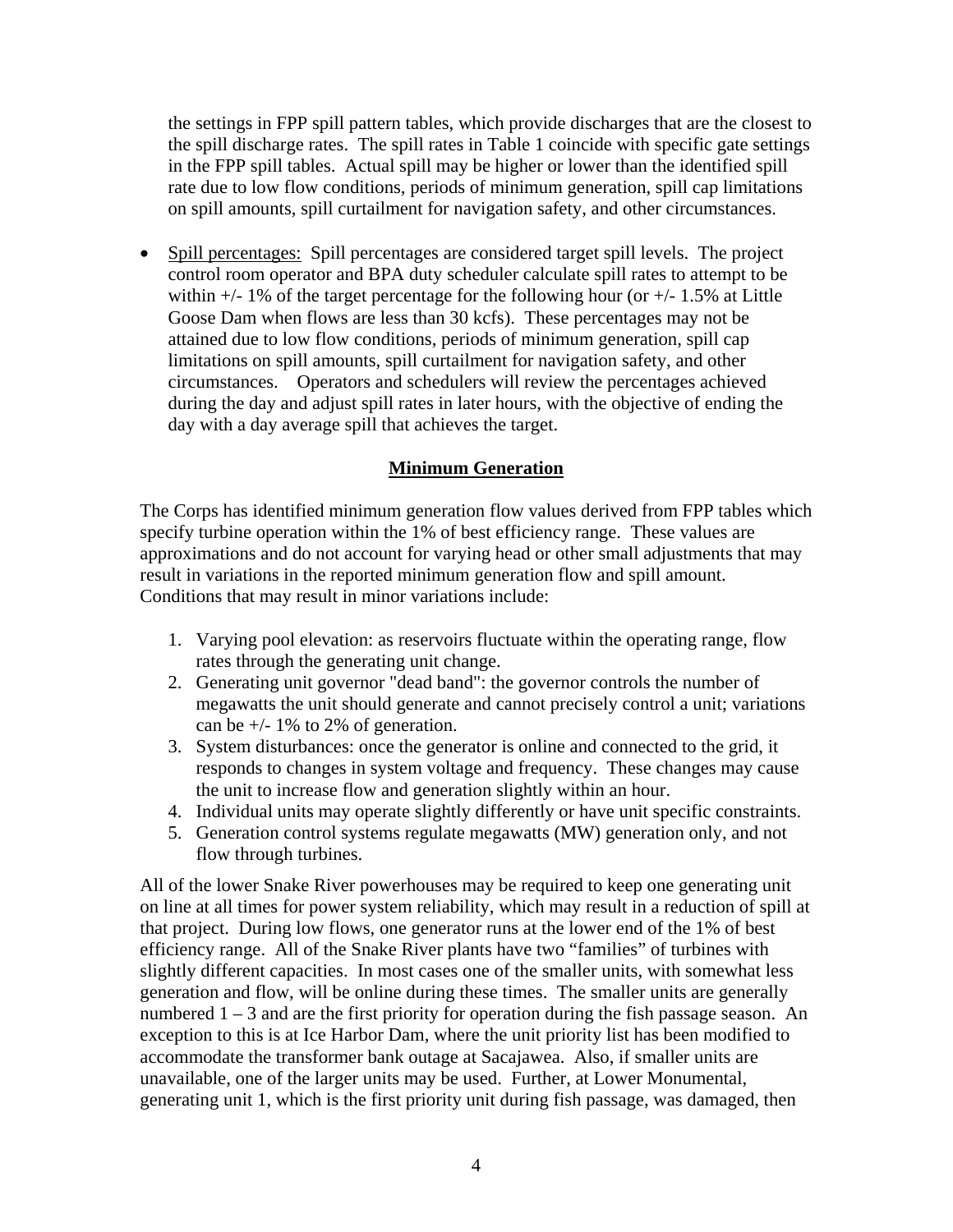the settings in FPP spill pattern tables, which provide discharges that are the closest to the spill discharge rates. The spill rates in Table 1 coincide with specific gate settings in the FPP spill tables. Actual spill may be higher or lower than the identified spill rate due to low flow conditions, periods of minimum generation, spill cap limitations on spill amounts, spill curtailment for navigation safety, and other circumstances.

- Spill percentages: Spill percentages are considered target spill levels. The project control room operator and BPA duty scheduler calculate spill rates to attempt to be within +/- 1% of the target percentage for the following hour (or +/- 1.5% at Little Goose Dam when flows are less than 30 kcfs). These percentages may not be attained due to low flow conditions, periods of minimum generation, spill cap limitations on spill amounts, spill curtailment for navigation safety, and other circumstances. Operators and schedulers will review the percentages achieved during the day and adjust spill rates in later hours, with the objective of ending the day with a day average spill that achieves the target.

## Minimum Generation

The Corps has identified minimum generation flow values derived from FPP tables which specify turbine operation within the 1% of best efficiency range. These values are approximations and do not account for varying head or other small adjustments that may result in variations in the reported minimum generation flow and spill amount. Conditions that may result in minor variations include:

1. Varying pool elevation: as reservoirs fluctuate within the operating range, flow rates through the generating unit change.
2. Generating unit governor "dead band": the governor controls the number of megawatts the unit should generate and cannot precisely control a unit; variations can be +/- 1% to 2% of generation.
3. System disturbances: once the generator is online and connected to the grid, it responds to changes in system voltage and frequency. These changes may cause the unit to increase flow and generation slightly within an hour.
4. Individual units may operate slightly differently or have unit specific constraints.
5. Generation control systems regulate megawatts (MW) generation only, and not flow through turbines.

All of the lower Snake River powerhouses may be required to keep one generating unit on line at all times for power system reliability, which may result in a reduction of spill at that project. During low flows, one generator runs at the lower end of the 1% of best efficiency range. All of the Snake River plants have two "families" of turbines with slightly different capacities. In most cases one of the smaller units, with somewhat less generation and flow, will be online during these times. The smaller units are generally numbered 1 – 3 and are the first priority for operation during the fish passage season. An exception to this is at Ice Harbor Dam, where the unit priority list has been modified to accommodate the transformer bank outage at Sacajawea. Also, if smaller units are unavailable, one of the larger units may be used. Further, at Lower Monumental, generating unit 1, which is the first priority unit during fish passage, was damaged, then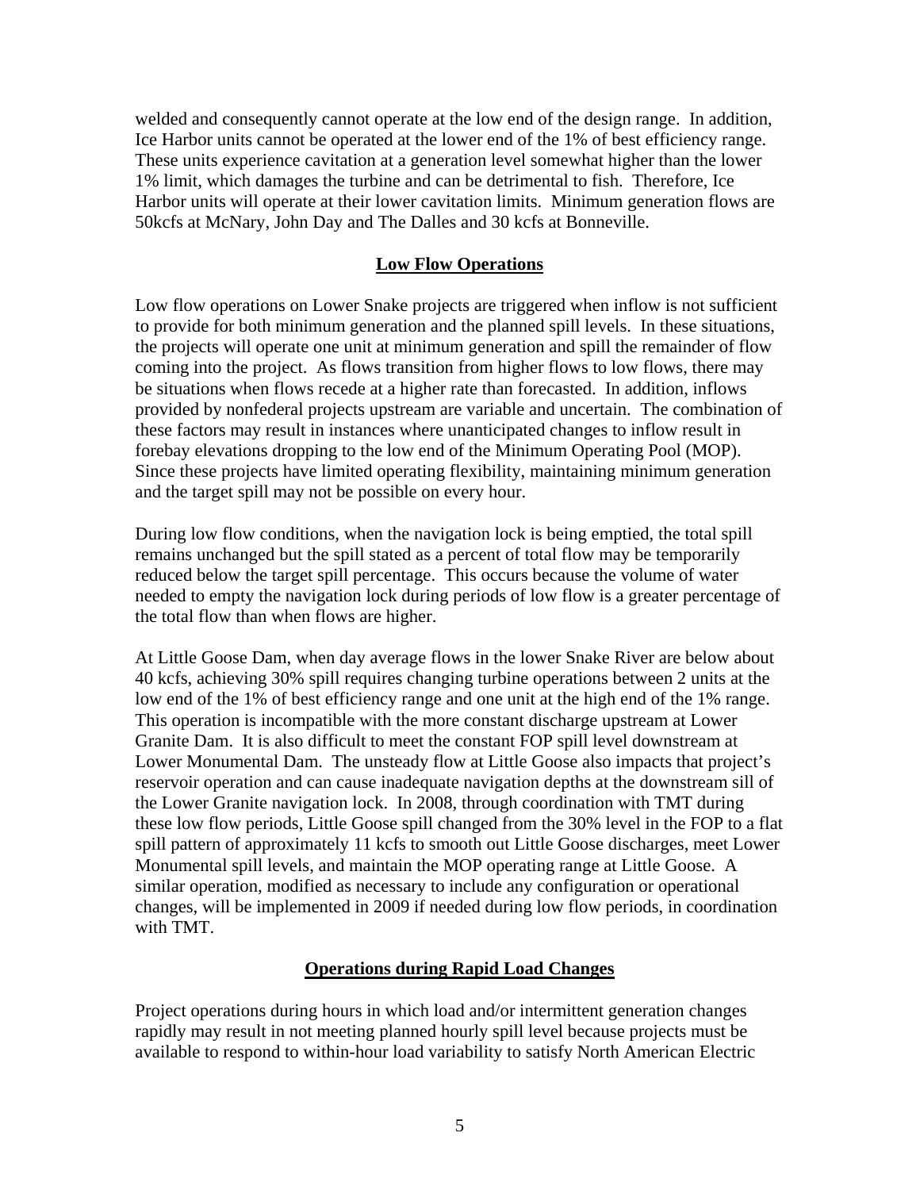welded and consequently cannot operate at the low end of the design range. In addition, Ice Harbor units cannot be operated at the lower end of the 1% of best efficiency range. These units experience cavitation at a generation level somewhat higher than the lower 1% limit, which damages the turbine and can be detrimental to fish. Therefore, Ice Harbor units will operate at their lower cavitation limits. Minimum generation flows are 50kcfs at McNary, John Day and The Dalles and 30 kcfs at Bonneville.

## Low Flow Operations

Low flow operations on Lower Snake projects are triggered when inflow is not sufficient to provide for both minimum generation and the planned spill levels. In these situations, the projects will operate one unit at minimum generation and spill the remainder of flow coming into the project. As flows transition from higher flows to low flows, there may be situations when flows recede at a higher rate than forecasted. In addition, inflows provided by nonfederal projects upstream are variable and uncertain. The combination of these factors may result in instances where unanticipated changes to inflow result in forebay elevations dropping to the low end of the Minimum Operating Pool (MOP). Since these projects have limited operating flexibility, maintaining minimum generation and the target spill may not be possible on every hour.

During low flow conditions, when the navigation lock is being emptied, the total spill remains unchanged but the spill stated as a percent of total flow may be temporarily reduced below the target spill percentage. This occurs because the volume of water needed to empty the navigation lock during periods of low flow is a greater percentage of the total flow than when flows are higher.

At Little Goose Dam, when day average flows in the lower Snake River are below about 40 kcfs, achieving 30% spill requires changing turbine operations between 2 units at the low end of the 1% of best efficiency range and one unit at the high end of the 1% range. This operation is incompatible with the more constant discharge upstream at Lower Granite Dam. It is also difficult to meet the constant FOP spill level downstream at Lower Monumental Dam. The unsteady flow at Little Goose also impacts that project's reservoir operation and can cause inadequate navigation depths at the downstream sill of the Lower Granite navigation lock. In 2008, through coordination with TMT during these low flow periods, Little Goose spill changed from the 30% level in the FOP to a flat spill pattern of approximately 11 kcfs to smooth out Little Goose discharges, meet Lower Monumental spill levels, and maintain the MOP operating range at Little Goose. A similar operation, modified as necessary to include any configuration or operational changes, will be implemented in 2009 if needed during low flow periods, in coordination with TMT.

## Operations during Rapid Load Changes

Project operations during hours in which load and/or intermittent generation changes rapidly may result in not meeting planned hourly spill level because projects must be available to respond to within-hour load variability to satisfy North American Electric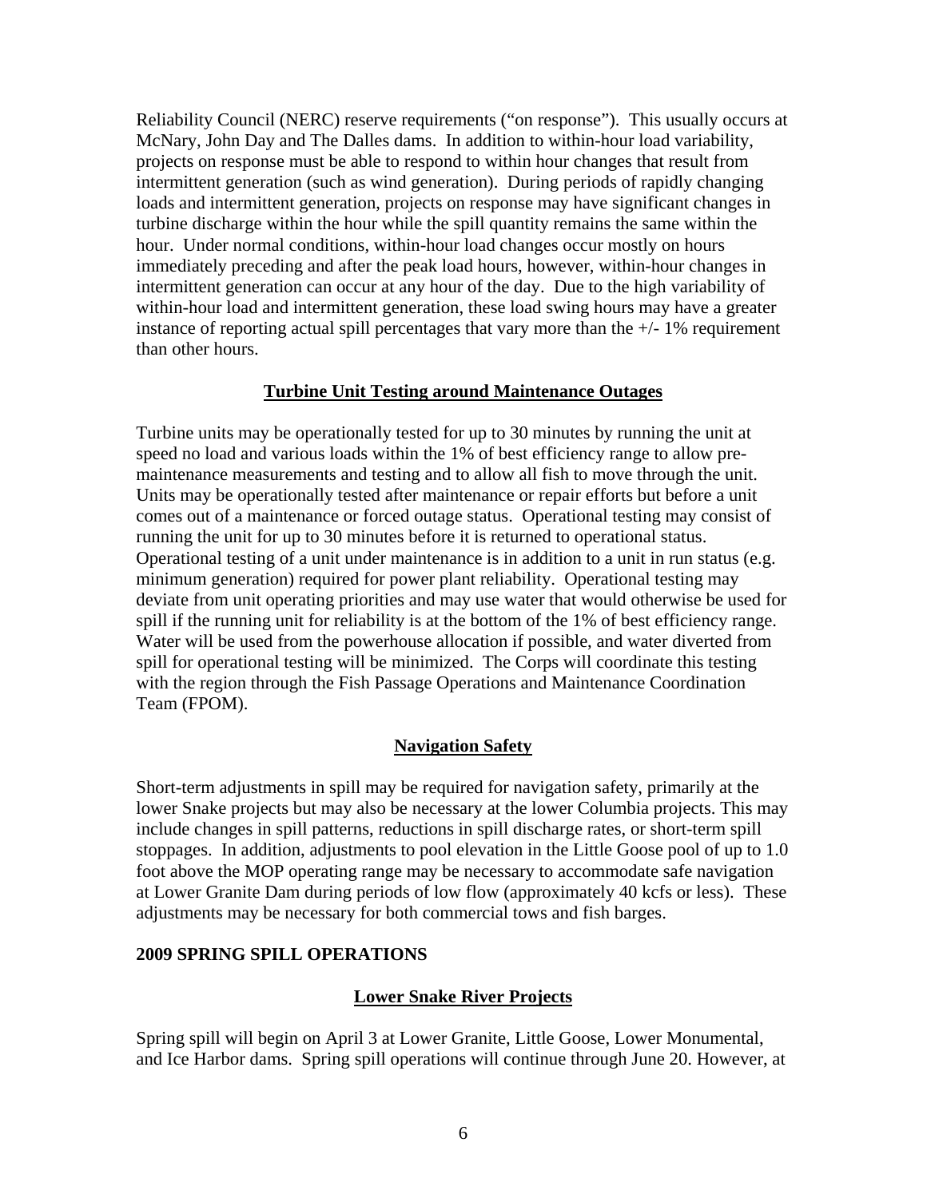Reliability Council (NERC) reserve requirements ("on response"). This usually occurs at McNary, John Day and The Dalles dams. In addition to within-hour load variability, projects on response must be able to respond to within hour changes that result from intermittent generation (such as wind generation). During periods of rapidly changing loads and intermittent generation, projects on response may have significant changes in turbine discharge within the hour while the spill quantity remains the same within the hour. Under normal conditions, within-hour load changes occur mostly on hours immediately preceding and after the peak load hours, however, within-hour changes in intermittent generation can occur at any hour of the day. Due to the high variability of within-hour load and intermittent generation, these load swing hours may have a greater instance of reporting actual spill percentages that vary more than the +/- 1% requirement than other hours.

## Turbine Unit Testing around Maintenance Outages

Turbine units may be operationally tested for up to 30 minutes by running the unit at speed no load and various loads within the 1% of best efficiency range to allow pre-maintenance measurements and testing and to allow all fish to move through the unit. Units may be operationally tested after maintenance or repair efforts but before a unit comes out of a maintenance or forced outage status. Operational testing may consist of running the unit for up to 30 minutes before it is returned to operational status. Operational testing of a unit under maintenance is in addition to a unit in run status (e.g. minimum generation) required for power plant reliability. Operational testing may deviate from unit operating priorities and may use water that would otherwise be used for spill if the running unit for reliability is at the bottom of the 1% of best efficiency range. Water will be used from the powerhouse allocation if possible, and water diverted from spill for operational testing will be minimized. The Corps will coordinate this testing with the region through the Fish Passage Operations and Maintenance Coordination Team (FPOM).

## Navigation Safety

Short-term adjustments in spill may be required for navigation safety, primarily at the lower Snake projects but may also be necessary at the lower Columbia projects. This may include changes in spill patterns, reductions in spill discharge rates, or short-term spill stoppages. In addition, adjustments to pool elevation in the Little Goose pool of up to 1.0 foot above the MOP operating range may be necessary to accommodate safe navigation at Lower Granite Dam during periods of low flow (approximately 40 kcfs or less). These adjustments may be necessary for both commercial tows and fish barges.

# 2009 SPRING SPILL OPERATIONS

## Lower Snake River Projects

Spring spill will begin on April 3 at Lower Granite, Little Goose, Lower Monumental, and Ice Harbor dams. Spring spill operations will continue through June 20. However, at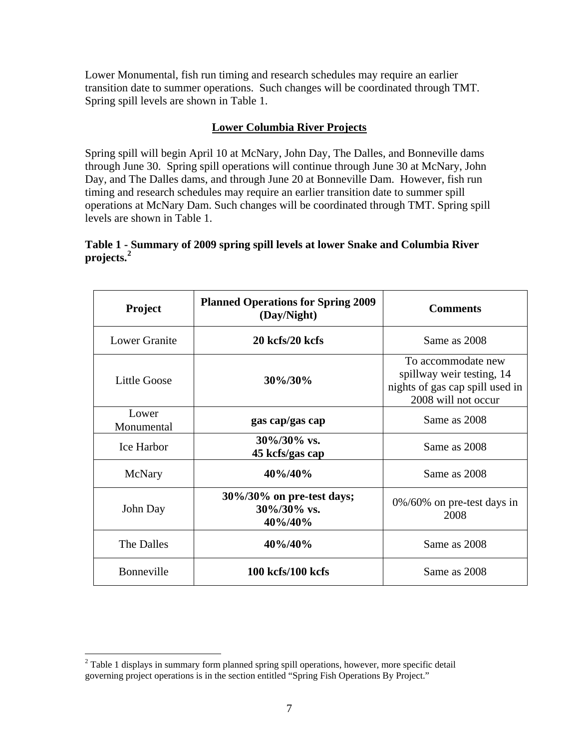Lower Monumental, fish run timing and research schedules may require an earlier transition date to summer operations. Such changes will be coordinated through TMT. Spring spill levels are shown in Table 1.

## Lower Columbia River Projects

Spring spill will begin April 10 at McNary, John Day, The Dalles, and Bonneville dams through June 30. Spring spill operations will continue through June 30 at McNary, John Day, and The Dalles dams, and through June 20 at Bonneville Dam. However, fish run timing and research schedules may require an earlier transition date to summer spill operations at McNary Dam. Such changes will be coordinated through TMT. Spring spill levels are shown in Table 1.

**Table 1 - Summary of 2009 spring spill levels at lower Snake and Columbia River projects.**[2]

| Project | Planned Operations for Spring 2009 (Day/Night) | Comments |
|---|---|---|
| Lower Granite | **20 kcfs/20 kcfs** | Same as 2008 |
| Little Goose | **30%/30%** | To accommodate new spillway weir testing, 14 nights of gas cap spill used in 2008 will not occur |
| Lower Monumental | **gas cap/gas cap** | Same as 2008 |
| Ice Harbor | **30%/30% vs. 45 kcfs/gas cap** | Same as 2008 |
| McNary | **40%/40%** | Same as 2008 |
| John Day | **30%/30% on pre-test days; 30%/30% vs. 40%/40%** | 0%/60% on pre-test days in 2008 |
| The Dalles | **40%/40%** | Same as 2008 |
| Bonneville | **100 kcfs/100 kcfs** | Same as 2008 |

[2] Table 1 displays in summary form planned spring spill operations, however, more specific detail governing project operations is in the section entitled "Spring Fish Operations By Project."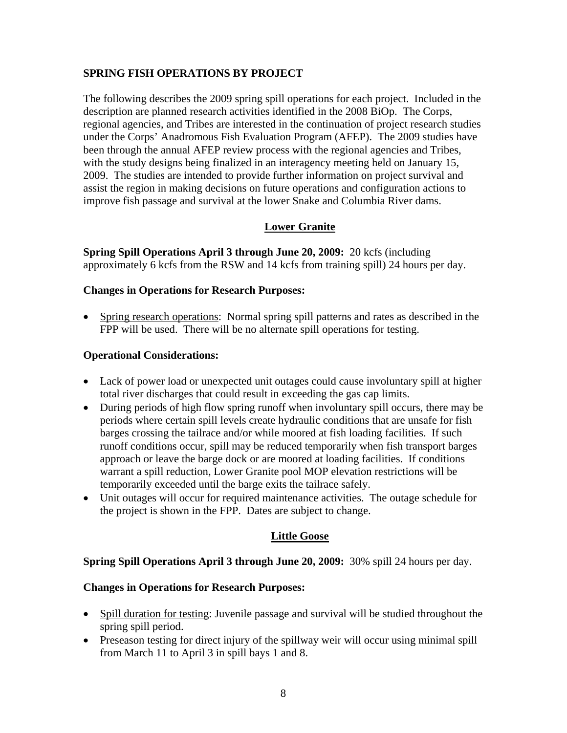## SPRING FISH OPERATIONS BY PROJECT

The following describes the 2009 spring spill operations for each project. Included in the description are planned research activities identified in the 2008 BiOp. The Corps, regional agencies, and Tribes are interested in the continuation of project research studies under the Corps' Anadromous Fish Evaluation Program (AFEP). The 2009 studies have been through the annual AFEP review process with the regional agencies and Tribes, with the study designs being finalized in an interagency meeting held on January 15, 2009. The studies are intended to provide further information on project survival and assist the region in making decisions on future operations and configuration actions to improve fish passage and survival at the lower Snake and Columbia River dams.

### Lower Granite

**Spring Spill Operations April 3 through June 20, 2009:** 20 kcfs (including approximately 6 kcfs from the RSW and 14 kcfs from training spill) 24 hours per day.

**Changes in Operations for Research Purposes:**

- Spring research operations: Normal spring spill patterns and rates as described in the FPP will be used. There will be no alternate spill operations for testing.

**Operational Considerations:**

- Lack of power load or unexpected unit outages could cause involuntary spill at higher total river discharges that could result in exceeding the gas cap limits.
- During periods of high flow spring runoff when involuntary spill occurs, there may be periods where certain spill levels create hydraulic conditions that are unsafe for fish barges crossing the tailrace and/or while moored at fish loading facilities. If such runoff conditions occur, spill may be reduced temporarily when fish transport barges approach or leave the barge dock or are moored at loading facilities. If conditions warrant a spill reduction, Lower Granite pool MOP elevation restrictions will be temporarily exceeded until the barge exits the tailrace safely.
- Unit outages will occur for required maintenance activities. The outage schedule for the project is shown in the FPP. Dates are subject to change.

### Little Goose

**Spring Spill Operations April 3 through June 20, 2009:** 30% spill 24 hours per day.

**Changes in Operations for Research Purposes:**

- Spill duration for testing: Juvenile passage and survival will be studied throughout the spring spill period.
- Preseason testing for direct injury of the spillway weir will occur using minimal spill from March 11 to April 3 in spill bays 1 and 8.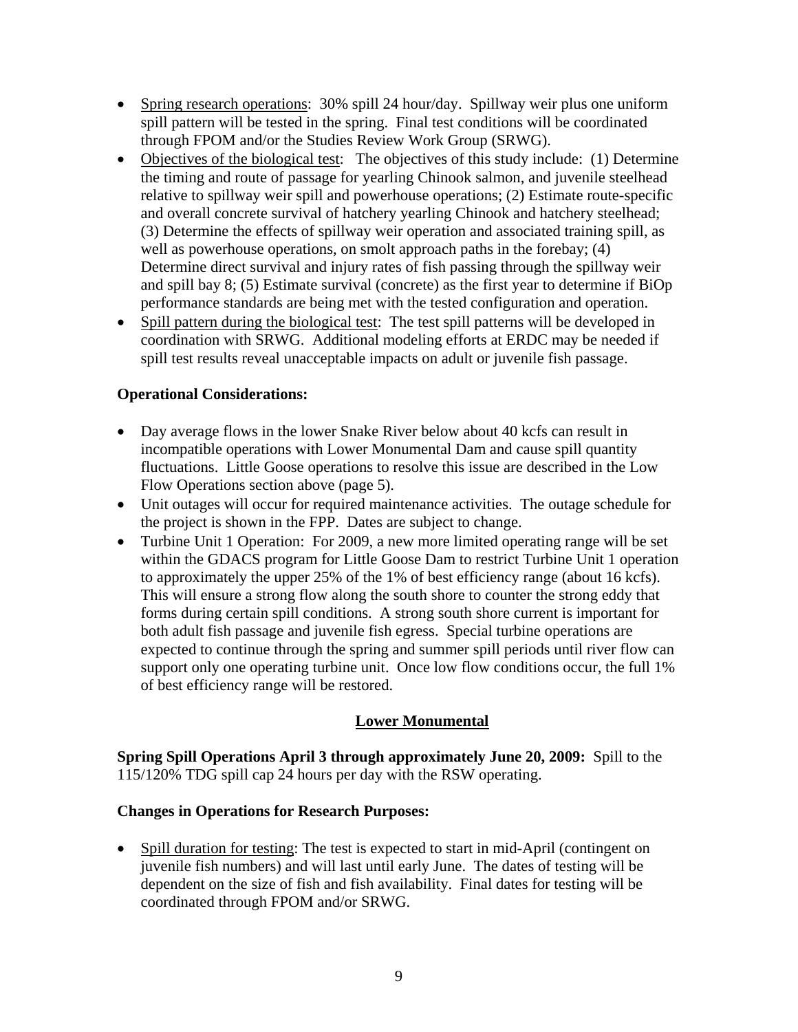- Spring research operations: 30% spill 24 hour/day. Spillway weir plus one uniform spill pattern will be tested in the spring. Final test conditions will be coordinated through FPOM and/or the Studies Review Work Group (SRWG).
- Objectives of the biological test: The objectives of this study include: (1) Determine the timing and route of passage for yearling Chinook salmon, and juvenile steelhead relative to spillway weir spill and powerhouse operations; (2) Estimate route-specific and overall concrete survival of hatchery yearling Chinook and hatchery steelhead; (3) Determine the effects of spillway weir operation and associated training spill, as well as powerhouse operations, on smolt approach paths in the forebay; (4) Determine direct survival and injury rates of fish passing through the spillway weir and spill bay 8; (5) Estimate survival (concrete) as the first year to determine if BiOp performance standards are being met with the tested configuration and operation.
- Spill pattern during the biological test: The test spill patterns will be developed in coordination with SRWG. Additional modeling efforts at ERDC may be needed if spill test results reveal unacceptable impacts on adult or juvenile fish passage.

**Operational Considerations:**

- Day average flows in the lower Snake River below about 40 kcfs can result in incompatible operations with Lower Monumental Dam and cause spill quantity fluctuations. Little Goose operations to resolve this issue are described in the Low Flow Operations section above (page 5).
- Unit outages will occur for required maintenance activities. The outage schedule for the project is shown in the FPP. Dates are subject to change.
- Turbine Unit 1 Operation: For 2009, a new more limited operating range will be set within the GDACS program for Little Goose Dam to restrict Turbine Unit 1 operation to approximately the upper 25% of the 1% of best efficiency range (about 16 kcfs). This will ensure a strong flow along the south shore to counter the strong eddy that forms during certain spill conditions. A strong south shore current is important for both adult fish passage and juvenile fish egress. Special turbine operations are expected to continue through the spring and summer spill periods until river flow can support only one operating turbine unit. Once low flow conditions occur, the full 1% of best efficiency range will be restored.

## Lower Monumental

**Spring Spill Operations April 3 through approximately June 20, 2009:** Spill to the 115/120% TDG spill cap 24 hours per day with the RSW operating.

**Changes in Operations for Research Purposes:**

- Spill duration for testing: The test is expected to start in mid-April (contingent on juvenile fish numbers) and will last until early June. The dates of testing will be dependent on the size of fish and fish availability. Final dates for testing will be coordinated through FPOM and/or SRWG.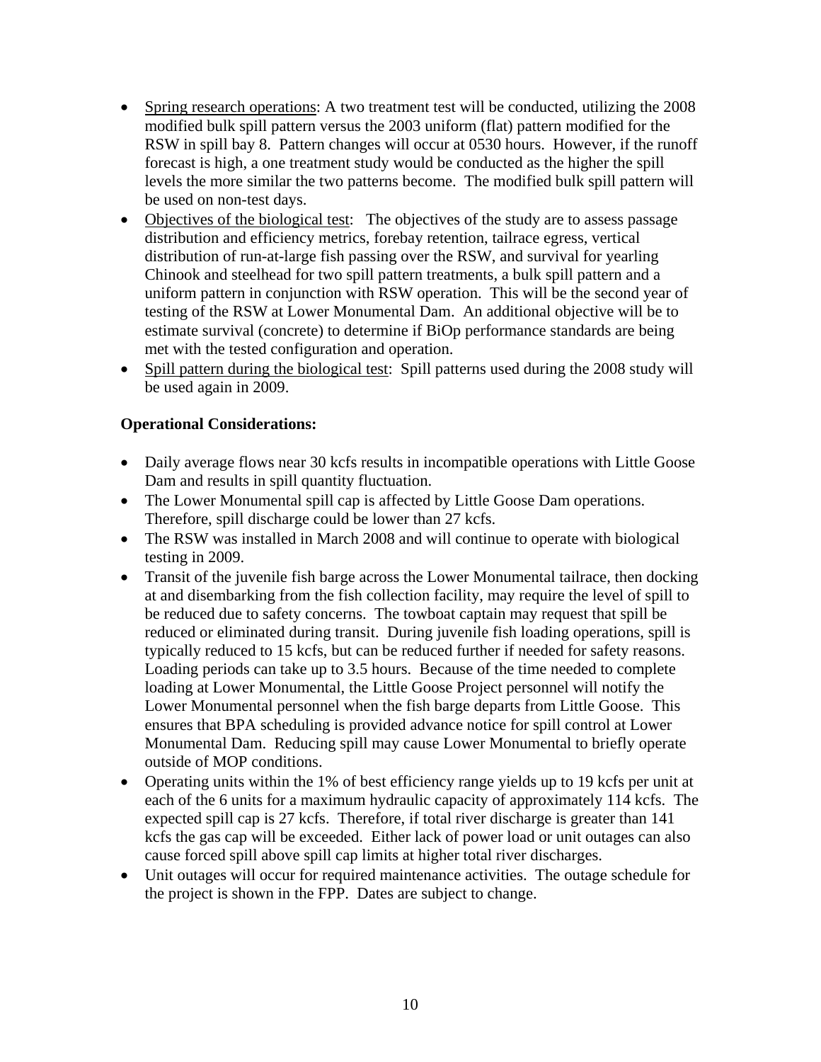- Spring research operations: A two treatment test will be conducted, utilizing the 2008 modified bulk spill pattern versus the 2003 uniform (flat) pattern modified for the RSW in spill bay 8. Pattern changes will occur at 0530 hours. However, if the runoff forecast is high, a one treatment study would be conducted as the higher the spill levels the more similar the two patterns become. The modified bulk spill pattern will be used on non-test days.
- Objectives of the biological test: The objectives of the study are to assess passage distribution and efficiency metrics, forebay retention, tailrace egress, vertical distribution of run-at-large fish passing over the RSW, and survival for yearling Chinook and steelhead for two spill pattern treatments, a bulk spill pattern and a uniform pattern in conjunction with RSW operation. This will be the second year of testing of the RSW at Lower Monumental Dam. An additional objective will be to estimate survival (concrete) to determine if BiOp performance standards are being met with the tested configuration and operation.
- Spill pattern during the biological test: Spill patterns used during the 2008 study will be used again in 2009.

**Operational Considerations:**

- Daily average flows near 30 kcfs results in incompatible operations with Little Goose Dam and results in spill quantity fluctuation.
- The Lower Monumental spill cap is affected by Little Goose Dam operations. Therefore, spill discharge could be lower than 27 kcfs.
- The RSW was installed in March 2008 and will continue to operate with biological testing in 2009.
- Transit of the juvenile fish barge across the Lower Monumental tailrace, then docking at and disembarking from the fish collection facility, may require the level of spill to be reduced due to safety concerns. The towboat captain may request that spill be reduced or eliminated during transit. During juvenile fish loading operations, spill is typically reduced to 15 kcfs, but can be reduced further if needed for safety reasons. Loading periods can take up to 3.5 hours. Because of the time needed to complete loading at Lower Monumental, the Little Goose Project personnel will notify the Lower Monumental personnel when the fish barge departs from Little Goose. This ensures that BPA scheduling is provided advance notice for spill control at Lower Monumental Dam. Reducing spill may cause Lower Monumental to briefly operate outside of MOP conditions.
- Operating units within the 1% of best efficiency range yields up to 19 kcfs per unit at each of the 6 units for a maximum hydraulic capacity of approximately 114 kcfs. The expected spill cap is 27 kcfs. Therefore, if total river discharge is greater than 141 kcfs the gas cap will be exceeded. Either lack of power load or unit outages can also cause forced spill above spill cap limits at higher total river discharges.
- Unit outages will occur for required maintenance activities. The outage schedule for the project is shown in the FPP. Dates are subject to change.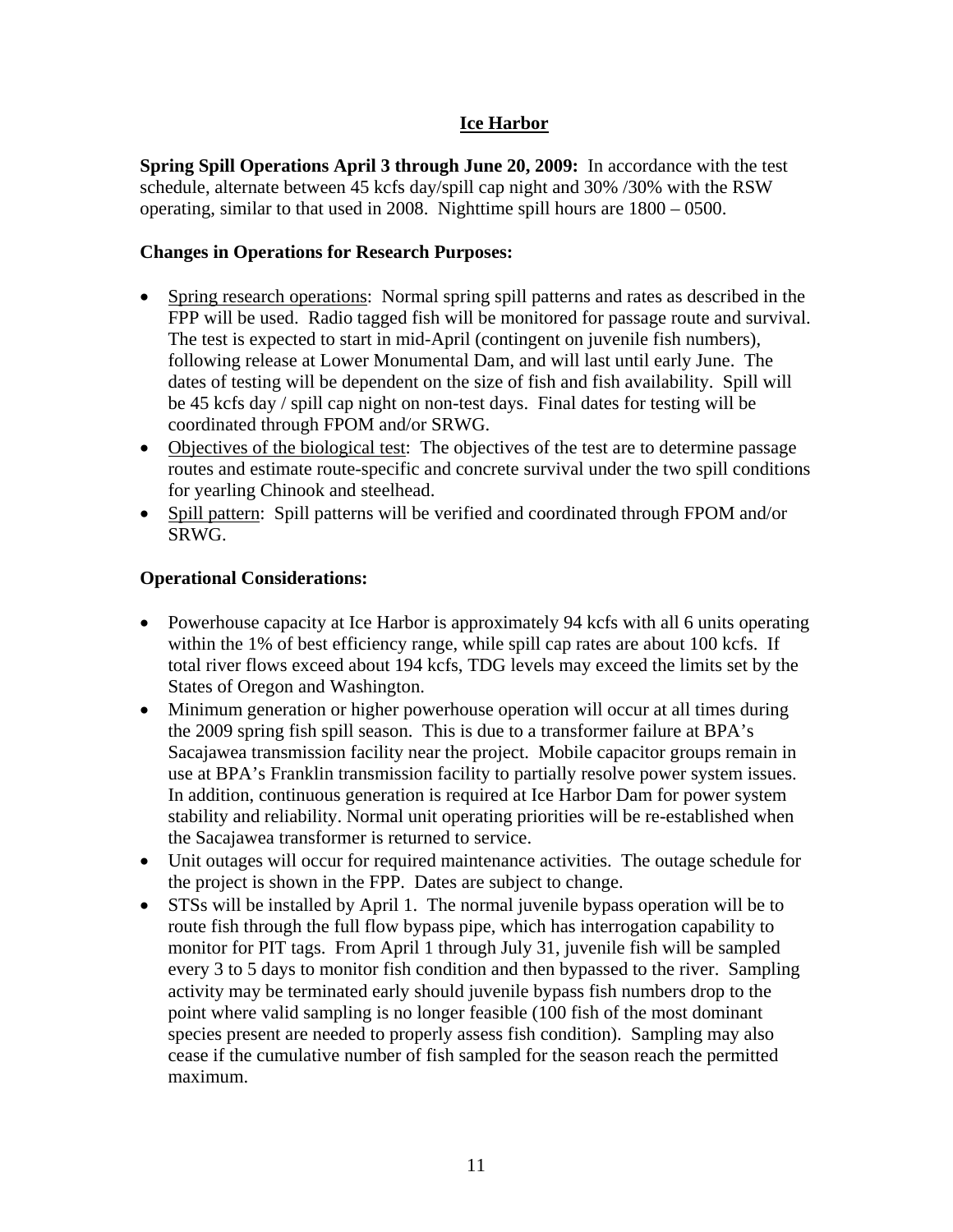## <u>Ice Harbor</u>

**Spring Spill Operations April 3 through June 20, 2009:** In accordance with the test schedule, alternate between 45 kcfs day/spill cap night and 30% /30% with the RSW operating, similar to that used in 2008. Nighttime spill hours are 1800 – 0500.

**Changes in Operations for Research Purposes:**

- <u>Spring research operations</u>: Normal spring spill patterns and rates as described in the FPP will be used. Radio tagged fish will be monitored for passage route and survival. The test is expected to start in mid-April (contingent on juvenile fish numbers), following release at Lower Monumental Dam, and will last until early June. The dates of testing will be dependent on the size of fish and fish availability. Spill will be 45 kcfs day / spill cap night on non-test days. Final dates for testing will be coordinated through FPOM and/or SRWG.
- <u>Objectives of the biological test</u>: The objectives of the test are to determine passage routes and estimate route-specific and concrete survival under the two spill conditions for yearling Chinook and steelhead.
- <u>Spill pattern</u>: Spill patterns will be verified and coordinated through FPOM and/or SRWG.

**Operational Considerations:**

- Powerhouse capacity at Ice Harbor is approximately 94 kcfs with all 6 units operating within the 1% of best efficiency range, while spill cap rates are about 100 kcfs. If total river flows exceed about 194 kcfs, TDG levels may exceed the limits set by the States of Oregon and Washington.
- Minimum generation or higher powerhouse operation will occur at all times during the 2009 spring fish spill season. This is due to a transformer failure at BPA's Sacajawea transmission facility near the project. Mobile capacitor groups remain in use at BPA's Franklin transmission facility to partially resolve power system issues. In addition, continuous generation is required at Ice Harbor Dam for power system stability and reliability. Normal unit operating priorities will be re-established when the Sacajawea transformer is returned to service.
- Unit outages will occur for required maintenance activities. The outage schedule for the project is shown in the FPP. Dates are subject to change.
- STSs will be installed by April 1. The normal juvenile bypass operation will be to route fish through the full flow bypass pipe, which has interrogation capability to monitor for PIT tags. From April 1 through July 31, juvenile fish will be sampled every 3 to 5 days to monitor fish condition and then bypassed to the river. Sampling activity may be terminated early should juvenile bypass fish numbers drop to the point where valid sampling is no longer feasible (100 fish of the most dominant species present are needed to properly assess fish condition). Sampling may also cease if the cumulative number of fish sampled for the season reach the permitted maximum.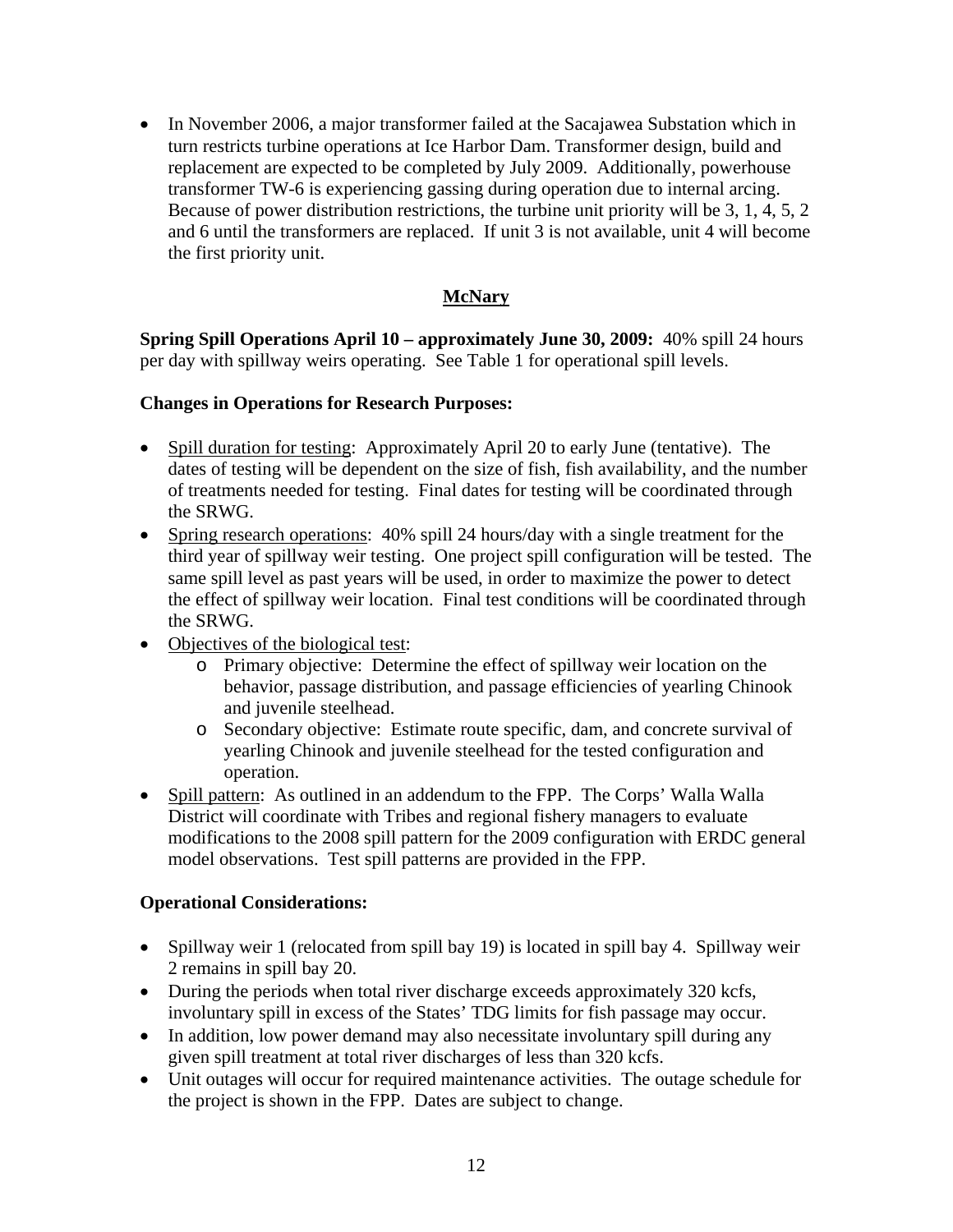- In November 2006, a major transformer failed at the Sacajawea Substation which in turn restricts turbine operations at Ice Harbor Dam. Transformer design, build and replacement are expected to be completed by July 2009. Additionally, powerhouse transformer TW-6 is experiencing gassing during operation due to internal arcing. Because of power distribution restrictions, the turbine unit priority will be 3, 1, 4, 5, 2 and 6 until the transformers are replaced. If unit 3 is not available, unit 4 will become the first priority unit.

## McNary

**Spring Spill Operations April 10 – approximately June 30, 2009:** 40% spill 24 hours per day with spillway weirs operating. See Table 1 for operational spill levels.

### Changes in Operations for Research Purposes:

- Spill duration for testing: Approximately April 20 to early June (tentative). The dates of testing will be dependent on the size of fish, fish availability, and the number of treatments needed for testing. Final dates for testing will be coordinated through the SRWG.
- Spring research operations: 40% spill 24 hours/day with a single treatment for the third year of spillway weir testing. One project spill configuration will be tested. The same spill level as past years will be used, in order to maximize the power to detect the effect of spillway weir location. Final test conditions will be coordinated through the SRWG.
- Objectives of the biological test:
  - Primary objective: Determine the effect of spillway weir location on the behavior, passage distribution, and passage efficiencies of yearling Chinook and juvenile steelhead.
  - Secondary objective: Estimate route specific, dam, and concrete survival of yearling Chinook and juvenile steelhead for the tested configuration and operation.
- Spill pattern: As outlined in an addendum to the FPP. The Corps' Walla Walla District will coordinate with Tribes and regional fishery managers to evaluate modifications to the 2008 spill pattern for the 2009 configuration with ERDC general model observations. Test spill patterns are provided in the FPP.

### Operational Considerations:

- Spillway weir 1 (relocated from spill bay 19) is located in spill bay 4. Spillway weir 2 remains in spill bay 20.
- During the periods when total river discharge exceeds approximately 320 kcfs, involuntary spill in excess of the States' TDG limits for fish passage may occur.
- In addition, low power demand may also necessitate involuntary spill during any given spill treatment at total river discharges of less than 320 kcfs.
- Unit outages will occur for required maintenance activities. The outage schedule for the project is shown in the FPP. Dates are subject to change.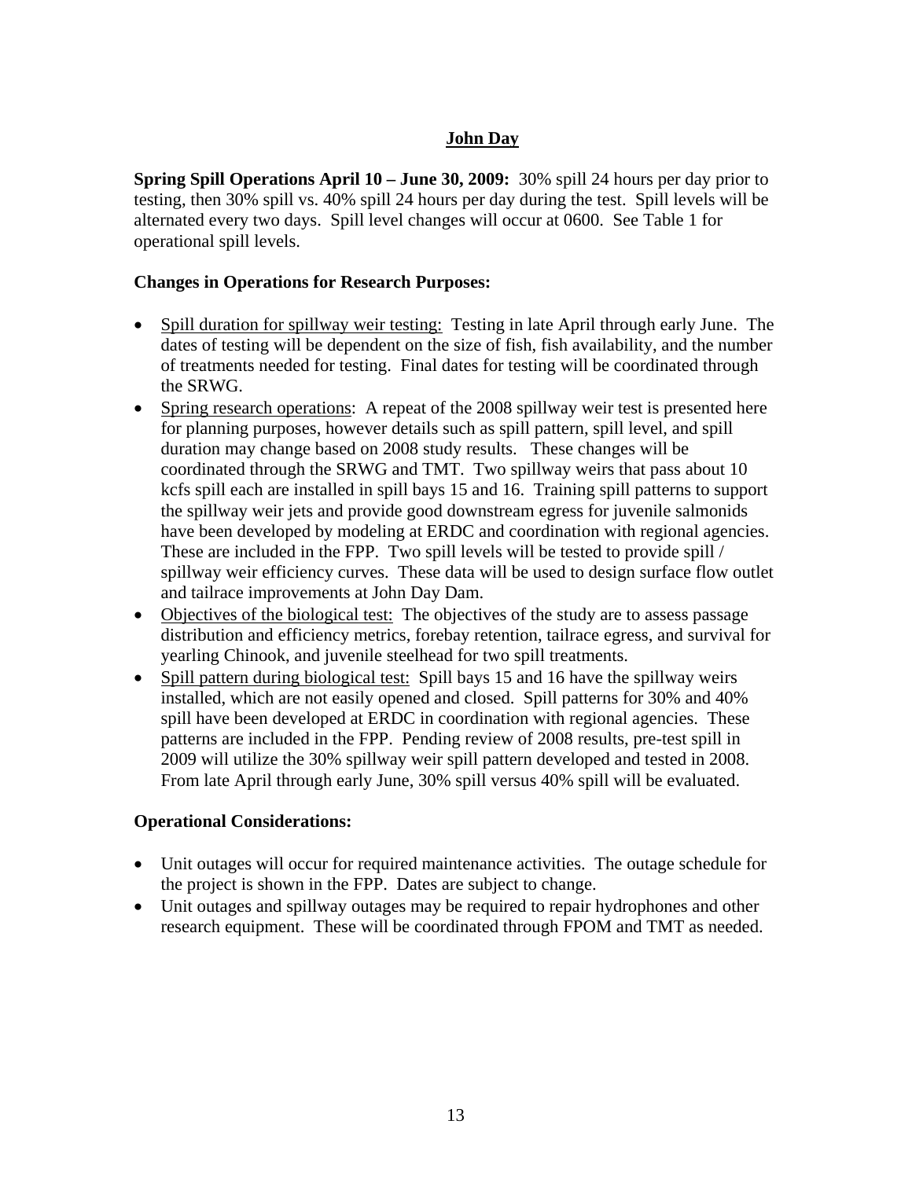## John Day

**Spring Spill Operations April 10 – June 30, 2009:** 30% spill 24 hours per day prior to testing, then 30% spill vs. 40% spill 24 hours per day during the test. Spill levels will be alternated every two days. Spill level changes will occur at 0600. See Table 1 for operational spill levels.

**Changes in Operations for Research Purposes:**

- <u>Spill duration for spillway weir testing:</u> Testing in late April through early June. The dates of testing will be dependent on the size of fish, fish availability, and the number of treatments needed for testing. Final dates for testing will be coordinated through the SRWG.
- <u>Spring research operations</u>: A repeat of the 2008 spillway weir test is presented here for planning purposes, however details such as spill pattern, spill level, and spill duration may change based on 2008 study results. These changes will be coordinated through the SRWG and TMT. Two spillway weirs that pass about 10 kcfs spill each are installed in spill bays 15 and 16. Training spill patterns to support the spillway weir jets and provide good downstream egress for juvenile salmonids have been developed by modeling at ERDC and coordination with regional agencies. These are included in the FPP. Two spill levels will be tested to provide spill / spillway weir efficiency curves. These data will be used to design surface flow outlet and tailrace improvements at John Day Dam.
- <u>Objectives of the biological test:</u> The objectives of the study are to assess passage distribution and efficiency metrics, forebay retention, tailrace egress, and survival for yearling Chinook, and juvenile steelhead for two spill treatments.
- <u>Spill pattern during biological test:</u> Spill bays 15 and 16 have the spillway weirs installed, which are not easily opened and closed. Spill patterns for 30% and 40% spill have been developed at ERDC in coordination with regional agencies. These patterns are included in the FPP. Pending review of 2008 results, pre-test spill in 2009 will utilize the 30% spillway weir spill pattern developed and tested in 2008. From late April through early June, 30% spill versus 40% spill will be evaluated.

**Operational Considerations:**

- Unit outages will occur for required maintenance activities. The outage schedule for the project is shown in the FPP. Dates are subject to change.
- Unit outages and spillway outages may be required to repair hydrophones and other research equipment. These will be coordinated through FPOM and TMT as needed.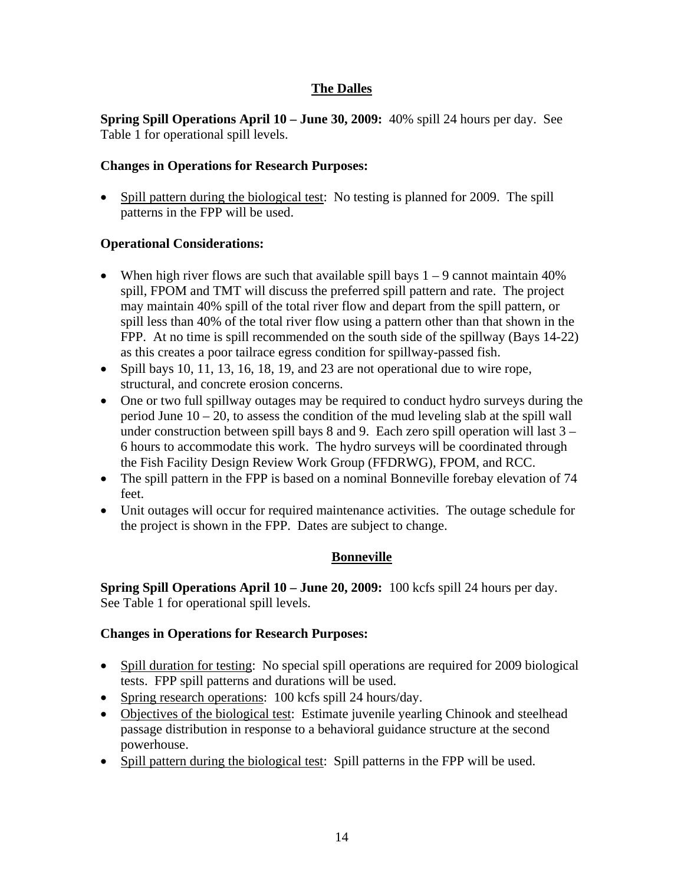## The Dalles

**Spring Spill Operations April 10 – June 30, 2009:** 40% spill 24 hours per day. See Table 1 for operational spill levels.

### Changes in Operations for Research Purposes:

- Spill pattern during the biological test: No testing is planned for 2009. The spill patterns in the FPP will be used.

### Operational Considerations:

- When high river flows are such that available spill bays 1 – 9 cannot maintain 40% spill, FPOM and TMT will discuss the preferred spill pattern and rate. The project may maintain 40% spill of the total river flow and depart from the spill pattern, or spill less than 40% of the total river flow using a pattern other than that shown in the FPP. At no time is spill recommended on the south side of the spillway (Bays 14-22) as this creates a poor tailrace egress condition for spillway-passed fish.
- Spill bays 10, 11, 13, 16, 18, 19, and 23 are not operational due to wire rope, structural, and concrete erosion concerns.
- One or two full spillway outages may be required to conduct hydro surveys during the period June 10 – 20, to assess the condition of the mud leveling slab at the spill wall under construction between spill bays 8 and 9. Each zero spill operation will last 3 – 6 hours to accommodate this work. The hydro surveys will be coordinated through the Fish Facility Design Review Work Group (FFDRWG), FPOM, and RCC.
- The spill pattern in the FPP is based on a nominal Bonneville forebay elevation of 74 feet.
- Unit outages will occur for required maintenance activities. The outage schedule for the project is shown in the FPP. Dates are subject to change.

## Bonneville

**Spring Spill Operations April 10 – June 20, 2009:** 100 kcfs spill 24 hours per day. See Table 1 for operational spill levels.

### Changes in Operations for Research Purposes:

- Spill duration for testing: No special spill operations are required for 2009 biological tests. FPP spill patterns and durations will be used.
- Spring research operations: 100 kcfs spill 24 hours/day.
- Objectives of the biological test: Estimate juvenile yearling Chinook and steelhead passage distribution in response to a behavioral guidance structure at the second powerhouse.
- Spill pattern during the biological test: Spill patterns in the FPP will be used.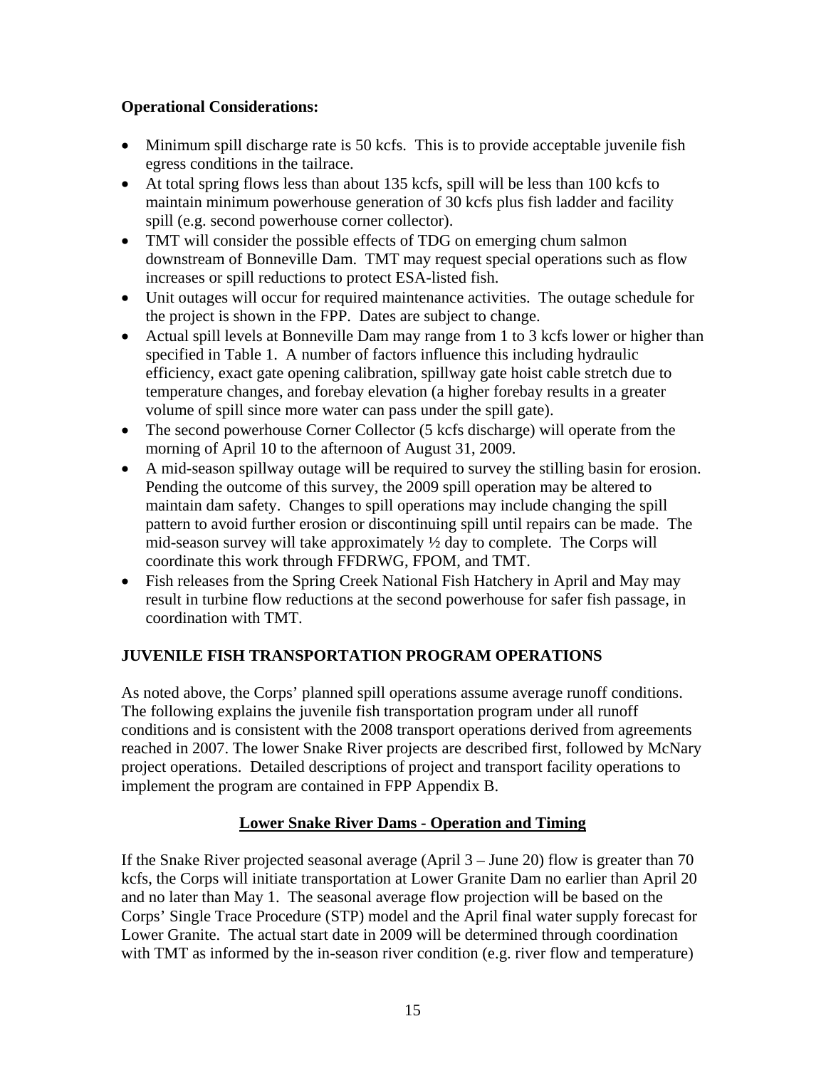**Operational Considerations:**

- Minimum spill discharge rate is 50 kcfs. This is to provide acceptable juvenile fish egress conditions in the tailrace.
- At total spring flows less than about 135 kcfs, spill will be less than 100 kcfs to maintain minimum powerhouse generation of 30 kcfs plus fish ladder and facility spill (e.g. second powerhouse corner collector).
- TMT will consider the possible effects of TDG on emerging chum salmon downstream of Bonneville Dam. TMT may request special operations such as flow increases or spill reductions to protect ESA-listed fish.
- Unit outages will occur for required maintenance activities. The outage schedule for the project is shown in the FPP. Dates are subject to change.
- Actual spill levels at Bonneville Dam may range from 1 to 3 kcfs lower or higher than specified in Table 1. A number of factors influence this including hydraulic efficiency, exact gate opening calibration, spillway gate hoist cable stretch due to temperature changes, and forebay elevation (a higher forebay results in a greater volume of spill since more water can pass under the spill gate).
- The second powerhouse Corner Collector (5 kcfs discharge) will operate from the morning of April 10 to the afternoon of August 31, 2009.
- A mid-season spillway outage will be required to survey the stilling basin for erosion. Pending the outcome of this survey, the 2009 spill operation may be altered to maintain dam safety. Changes to spill operations may include changing the spill pattern to avoid further erosion or discontinuing spill until repairs can be made. The mid-season survey will take approximately ½ day to complete. The Corps will coordinate this work through FFDRWG, FPOM, and TMT.
- Fish releases from the Spring Creek National Fish Hatchery in April and May may result in turbine flow reductions at the second powerhouse for safer fish passage, in coordination with TMT.

## JUVENILE FISH TRANSPORTATION PROGRAM OPERATIONS

As noted above, the Corps' planned spill operations assume average runoff conditions. The following explains the juvenile fish transportation program under all runoff conditions and is consistent with the 2008 transport operations derived from agreements reached in 2007. The lower Snake River projects are described first, followed by McNary project operations. Detailed descriptions of project and transport facility operations to implement the program are contained in FPP Appendix B.

### Lower Snake River Dams - Operation and Timing

If the Snake River projected seasonal average (April 3 – June 20) flow is greater than 70 kcfs, the Corps will initiate transportation at Lower Granite Dam no earlier than April 20 and no later than May 1. The seasonal average flow projection will be based on the Corps' Single Trace Procedure (STP) model and the April final water supply forecast for Lower Granite. The actual start date in 2009 will be determined through coordination with TMT as informed by the in-season river condition (e.g. river flow and temperature)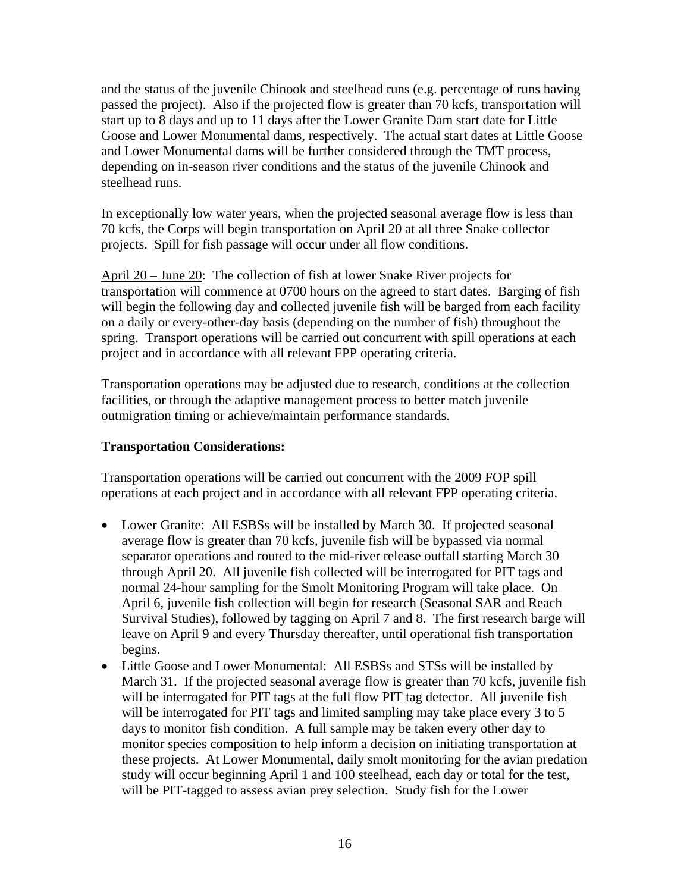and the status of the juvenile Chinook and steelhead runs (e.g. percentage of runs having passed the project). Also if the projected flow is greater than 70 kcfs, transportation will start up to 8 days and up to 11 days after the Lower Granite Dam start date for Little Goose and Lower Monumental dams, respectively. The actual start dates at Little Goose and Lower Monumental dams will be further considered through the TMT process, depending on in-season river conditions and the status of the juvenile Chinook and steelhead runs.

In exceptionally low water years, when the projected seasonal average flow is less than 70 kcfs, the Corps will begin transportation on April 20 at all three Snake collector projects. Spill for fish passage will occur under all flow conditions.

<u>April 20 – June 20</u>: The collection of fish at lower Snake River projects for transportation will commence at 0700 hours on the agreed to start dates. Barging of fish will begin the following day and collected juvenile fish will be barged from each facility on a daily or every-other-day basis (depending on the number of fish) throughout the spring. Transport operations will be carried out concurrent with spill operations at each project and in accordance with all relevant FPP operating criteria.

Transportation operations may be adjusted due to research, conditions at the collection facilities, or through the adaptive management process to better match juvenile outmigration timing or achieve/maintain performance standards.

**Transportation Considerations:**

Transportation operations will be carried out concurrent with the 2009 FOP spill operations at each project and in accordance with all relevant FPP operating criteria.

- Lower Granite: All ESBSs will be installed by March 30. If projected seasonal average flow is greater than 70 kcfs, juvenile fish will be bypassed via normal separator operations and routed to the mid-river release outfall starting March 30 through April 20. All juvenile fish collected will be interrogated for PIT tags and normal 24-hour sampling for the Smolt Monitoring Program will take place. On April 6, juvenile fish collection will begin for research (Seasonal SAR and Reach Survival Studies), followed by tagging on April 7 and 8. The first research barge will leave on April 9 and every Thursday thereafter, until operational fish transportation begins.
- Little Goose and Lower Monumental: All ESBSs and STSs will be installed by March 31. If the projected seasonal average flow is greater than 70 kcfs, juvenile fish will be interrogated for PIT tags at the full flow PIT tag detector. All juvenile fish will be interrogated for PIT tags and limited sampling may take place every 3 to 5 days to monitor fish condition. A full sample may be taken every other day to monitor species composition to help inform a decision on initiating transportation at these projects. At Lower Monumental, daily smolt monitoring for the avian predation study will occur beginning April 1 and 100 steelhead, each day or total for the test, will be PIT-tagged to assess avian prey selection. Study fish for the Lower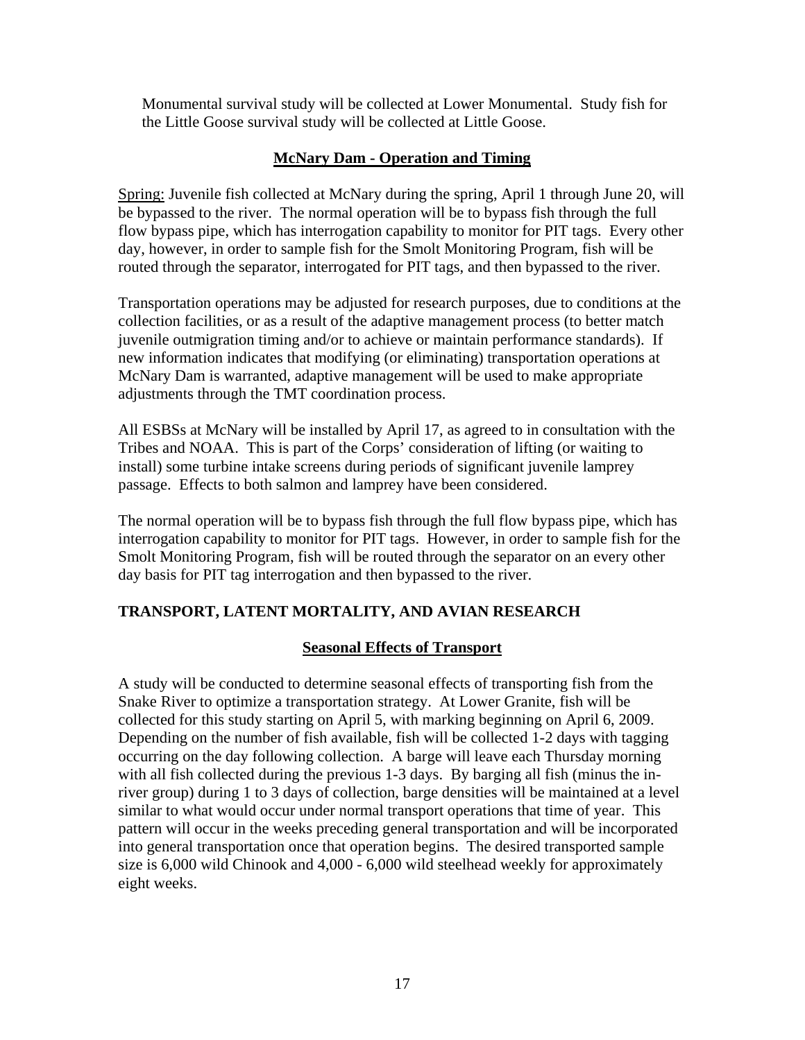Monumental survival study will be collected at Lower Monumental. Study fish for the Little Goose survival study will be collected at Little Goose.

### McNary Dam - Operation and Timing

Spring: Juvenile fish collected at McNary during the spring, April 1 through June 20, will be bypassed to the river. The normal operation will be to bypass fish through the full flow bypass pipe, which has interrogation capability to monitor for PIT tags. Every other day, however, in order to sample fish for the Smolt Monitoring Program, fish will be routed through the separator, interrogated for PIT tags, and then bypassed to the river.

Transportation operations may be adjusted for research purposes, due to conditions at the collection facilities, or as a result of the adaptive management process (to better match juvenile outmigration timing and/or to achieve or maintain performance standards). If new information indicates that modifying (or eliminating) transportation operations at McNary Dam is warranted, adaptive management will be used to make appropriate adjustments through the TMT coordination process.

All ESBSs at McNary will be installed by April 17, as agreed to in consultation with the Tribes and NOAA. This is part of the Corps' consideration of lifting (or waiting to install) some turbine intake screens during periods of significant juvenile lamprey passage. Effects to both salmon and lamprey have been considered.

The normal operation will be to bypass fish through the full flow bypass pipe, which has interrogation capability to monitor for PIT tags. However, in order to sample fish for the Smolt Monitoring Program, fish will be routed through the separator on an every other day basis for PIT tag interrogation and then bypassed to the river.

## TRANSPORT, LATENT MORTALITY, AND AVIAN RESEARCH

### Seasonal Effects of Transport

A study will be conducted to determine seasonal effects of transporting fish from the Snake River to optimize a transportation strategy. At Lower Granite, fish will be collected for this study starting on April 5, with marking beginning on April 6, 2009. Depending on the number of fish available, fish will be collected 1-2 days with tagging occurring on the day following collection. A barge will leave each Thursday morning with all fish collected during the previous 1-3 days. By barging all fish (minus the in-river group) during 1 to 3 days of collection, barge densities will be maintained at a level similar to what would occur under normal transport operations that time of year. This pattern will occur in the weeks preceding general transportation and will be incorporated into general transportation once that operation begins. The desired transported sample size is 6,000 wild Chinook and 4,000 - 6,000 wild steelhead weekly for approximately eight weeks.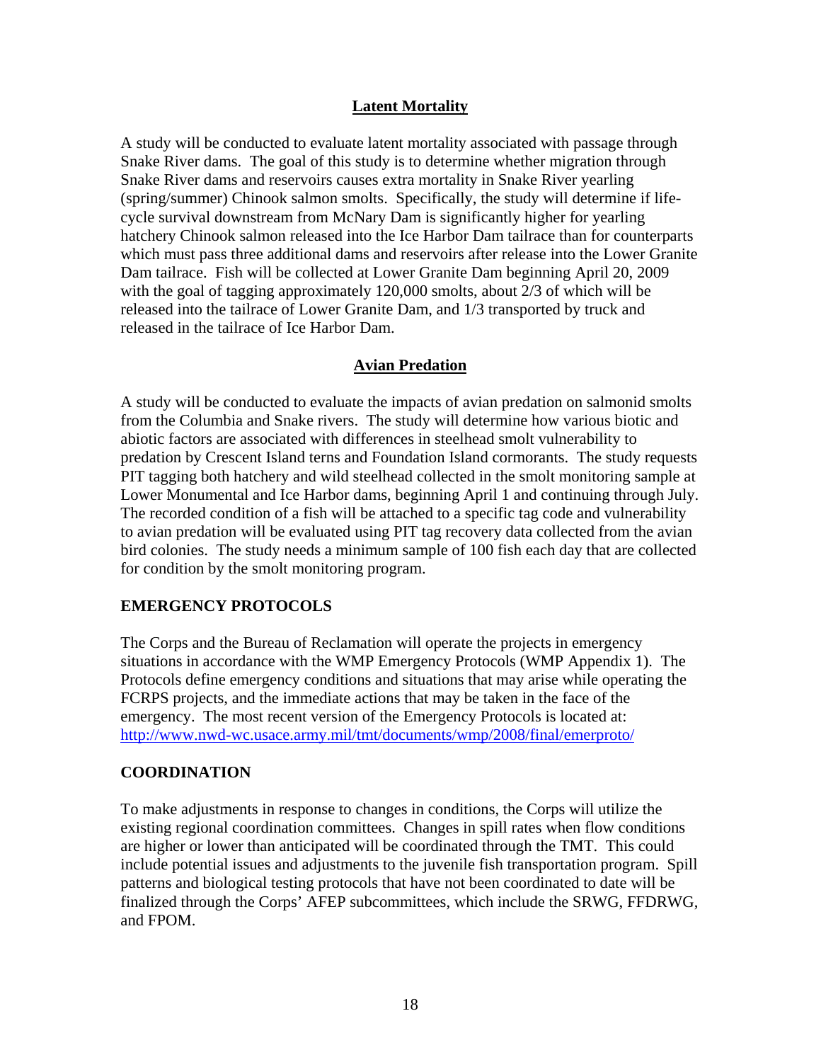## Latent Mortality

A study will be conducted to evaluate latent mortality associated with passage through Snake River dams. The goal of this study is to determine whether migration through Snake River dams and reservoirs causes extra mortality in Snake River yearling (spring/summer) Chinook salmon smolts. Specifically, the study will determine if life-cycle survival downstream from McNary Dam is significantly higher for yearling hatchery Chinook salmon released into the Ice Harbor Dam tailrace than for counterparts which must pass three additional dams and reservoirs after release into the Lower Granite Dam tailrace. Fish will be collected at Lower Granite Dam beginning April 20, 2009 with the goal of tagging approximately 120,000 smolts, about 2/3 of which will be released into the tailrace of Lower Granite Dam, and 1/3 transported by truck and released in the tailrace of Ice Harbor Dam.

## Avian Predation

A study will be conducted to evaluate the impacts of avian predation on salmonid smolts from the Columbia and Snake rivers. The study will determine how various biotic and abiotic factors are associated with differences in steelhead smolt vulnerability to predation by Crescent Island terns and Foundation Island cormorants. The study requests PIT tagging both hatchery and wild steelhead collected in the smolt monitoring sample at Lower Monumental and Ice Harbor dams, beginning April 1 and continuing through July. The recorded condition of a fish will be attached to a specific tag code and vulnerability to avian predation will be evaluated using PIT tag recovery data collected from the avian bird colonies. The study needs a minimum sample of 100 fish each day that are collected for condition by the smolt monitoring program.

## EMERGENCY PROTOCOLS

The Corps and the Bureau of Reclamation will operate the projects in emergency situations in accordance with the WMP Emergency Protocols (WMP Appendix 1). The Protocols define emergency conditions and situations that may arise while operating the FCRPS projects, and the immediate actions that may be taken in the face of the emergency. The most recent version of the Emergency Protocols is located at: http://www.nwd-wc.usace.army.mil/tmt/documents/wmp/2008/final/emerproto/

## COORDINATION

To make adjustments in response to changes in conditions, the Corps will utilize the existing regional coordination committees. Changes in spill rates when flow conditions are higher or lower than anticipated will be coordinated through the TMT. This could include potential issues and adjustments to the juvenile fish transportation program. Spill patterns and biological testing protocols that have not been coordinated to date will be finalized through the Corps' AFEP subcommittees, which include the SRWG, FFDRWG, and FPOM.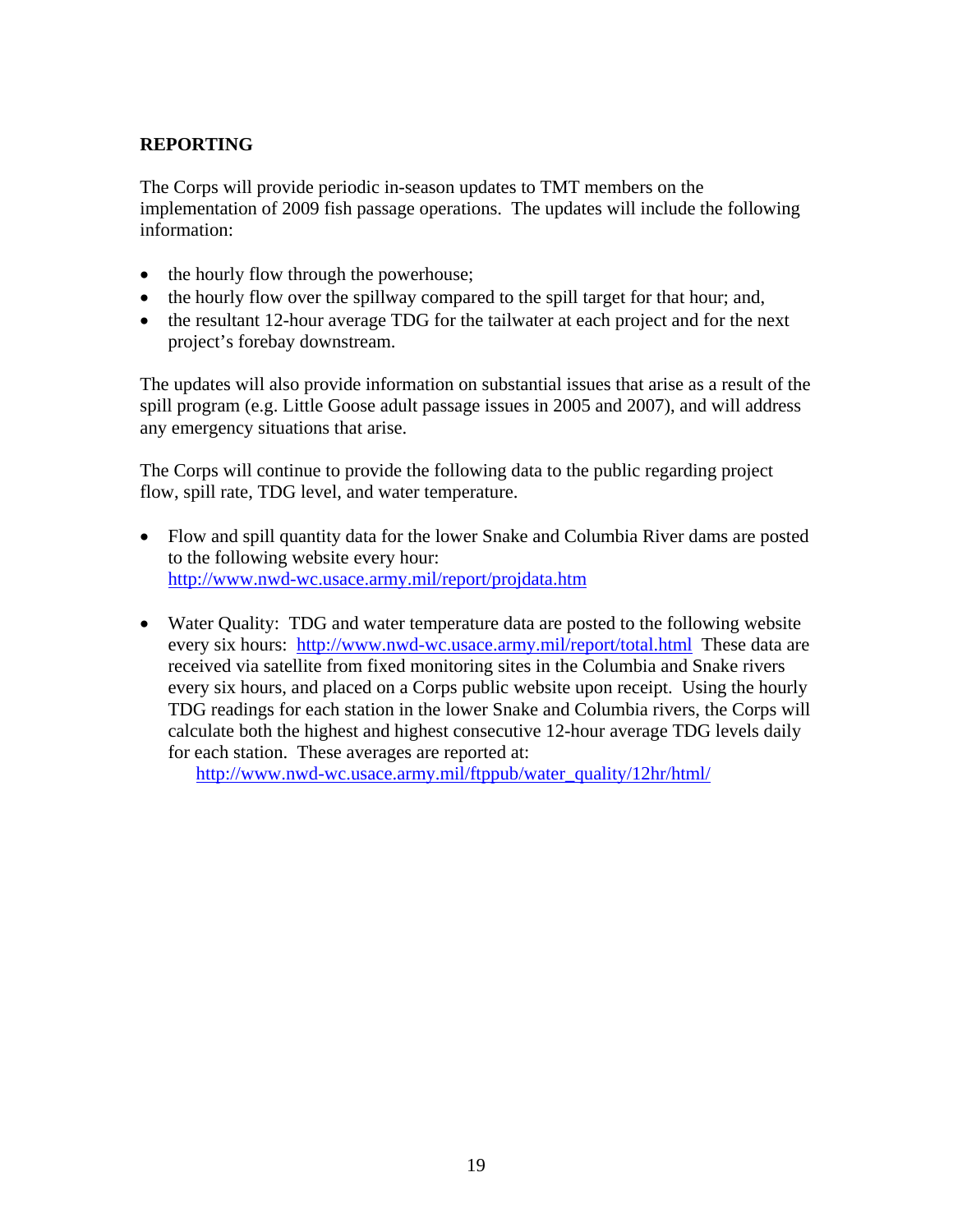## REPORTING

The Corps will provide periodic in-season updates to TMT members on the implementation of 2009 fish passage operations. The updates will include the following information:

- the hourly flow through the powerhouse;
- the hourly flow over the spillway compared to the spill target for that hour; and,
- the resultant 12-hour average TDG for the tailwater at each project and for the next project's forebay downstream.

The updates will also provide information on substantial issues that arise as a result of the spill program (e.g. Little Goose adult passage issues in 2005 and 2007), and will address any emergency situations that arise.

The Corps will continue to provide the following data to the public regarding project flow, spill rate, TDG level, and water temperature.

- Flow and spill quantity data for the lower Snake and Columbia River dams are posted to the following website every hour: http://www.nwd-wc.usace.army.mil/report/projdata.htm

- Water Quality: TDG and water temperature data are posted to the following website every six hours: http://www.nwd-wc.usace.army.mil/report/total.html These data are received via satellite from fixed monitoring sites in the Columbia and Snake rivers every six hours, and placed on a Corps public website upon receipt. Using the hourly TDG readings for each station in the lower Snake and Columbia rivers, the Corps will calculate both the highest and highest consecutive 12-hour average TDG levels daily for each station. These averages are reported at:
  http://www.nwd-wc.usace.army.mil/ftppub/water_quality/12hr/html/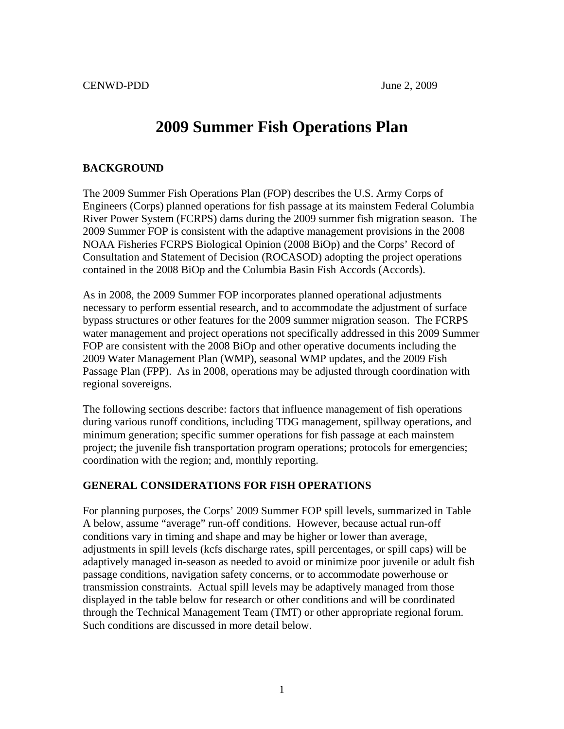CENWD-PDD June 2, 2009

# 2009 Summer Fish Operations Plan

## BACKGROUND

The 2009 Summer Fish Operations Plan (FOP) describes the U.S. Army Corps of Engineers (Corps) planned operations for fish passage at its mainstem Federal Columbia River Power System (FCRPS) dams during the 2009 summer fish migration season. The 2009 Summer FOP is consistent with the adaptive management provisions in the 2008 NOAA Fisheries FCRPS Biological Opinion (2008 BiOp) and the Corps' Record of Consultation and Statement of Decision (ROCASOD) adopting the project operations contained in the 2008 BiOp and the Columbia Basin Fish Accords (Accords).

As in 2008, the 2009 Summer FOP incorporates planned operational adjustments necessary to perform essential research, and to accommodate the adjustment of surface bypass structures or other features for the 2009 summer migration season. The FCRPS water management and project operations not specifically addressed in this 2009 Summer FOP are consistent with the 2008 BiOp and other operative documents including the 2009 Water Management Plan (WMP), seasonal WMP updates, and the 2009 Fish Passage Plan (FPP). As in 2008, operations may be adjusted through coordination with regional sovereigns.

The following sections describe: factors that influence management of fish operations during various runoff conditions, including TDG management, spillway operations, and minimum generation; specific summer operations for fish passage at each mainstem project; the juvenile fish transportation program operations; protocols for emergencies; coordination with the region; and, monthly reporting.

## GENERAL CONSIDERATIONS FOR FISH OPERATIONS

For planning purposes, the Corps' 2009 Summer FOP spill levels, summarized in Table A below, assume "average" run-off conditions. However, because actual run-off conditions vary in timing and shape and may be higher or lower than average, adjustments in spill levels (kcfs discharge rates, spill percentages, or spill caps) will be adaptively managed in-season as needed to avoid or minimize poor juvenile or adult fish passage conditions, navigation safety concerns, or to accommodate powerhouse or transmission constraints. Actual spill levels may be adaptively managed from those displayed in the table below for research or other conditions and will be coordinated through the Technical Management Team (TMT) or other appropriate regional forum. Such conditions are discussed in more detail below.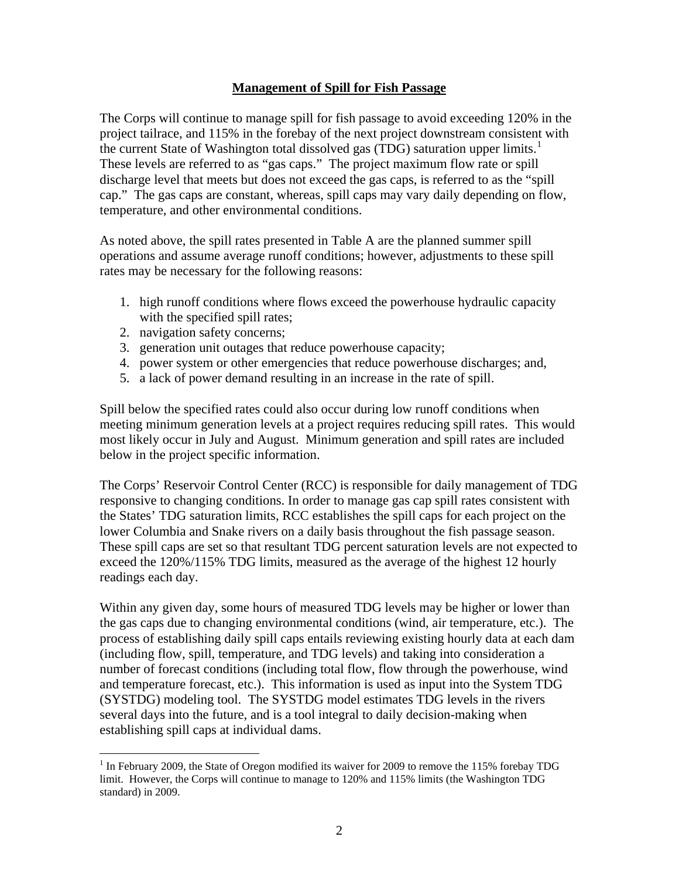## Management of Spill for Fish Passage

The Corps will continue to manage spill for fish passage to avoid exceeding 120% in the project tailrace, and 115% in the forebay of the next project downstream consistent with the current State of Washington total dissolved gas (TDG) saturation upper limits.[1] These levels are referred to as "gas caps." The project maximum flow rate or spill discharge level that meets but does not exceed the gas caps, is referred to as the "spill cap." The gas caps are constant, whereas, spill caps may vary daily depending on flow, temperature, and other environmental conditions.

As noted above, the spill rates presented in Table A are the planned summer spill operations and assume average runoff conditions; however, adjustments to these spill rates may be necessary for the following reasons:

1. high runoff conditions where flows exceed the powerhouse hydraulic capacity with the specified spill rates;
2. navigation safety concerns;
3. generation unit outages that reduce powerhouse capacity;
4. power system or other emergencies that reduce powerhouse discharges; and,
5. a lack of power demand resulting in an increase in the rate of spill.

Spill below the specified rates could also occur during low runoff conditions when meeting minimum generation levels at a project requires reducing spill rates. This would most likely occur in July and August. Minimum generation and spill rates are included below in the project specific information.

The Corps' Reservoir Control Center (RCC) is responsible for daily management of TDG responsive to changing conditions. In order to manage gas cap spill rates consistent with the States' TDG saturation limits, RCC establishes the spill caps for each project on the lower Columbia and Snake rivers on a daily basis throughout the fish passage season. These spill caps are set so that resultant TDG percent saturation levels are not expected to exceed the 120%/115% TDG limits, measured as the average of the highest 12 hourly readings each day.

Within any given day, some hours of measured TDG levels may be higher or lower than the gas caps due to changing environmental conditions (wind, air temperature, etc.). The process of establishing daily spill caps entails reviewing existing hourly data at each dam (including flow, spill, temperature, and TDG levels) and taking into consideration a number of forecast conditions (including total flow, flow through the powerhouse, wind and temperature forecast, etc.). This information is used as input into the System TDG (SYSTDG) modeling tool. The SYSTDG model estimates TDG levels in the rivers several days into the future, and is a tool integral to daily decision-making when establishing spill caps at individual dams.

[1] In February 2009, the State of Oregon modified its waiver for 2009 to remove the 115% forebay TDG limit. However, the Corps will continue to manage to 120% and 115% limits (the Washington TDG standard) in 2009.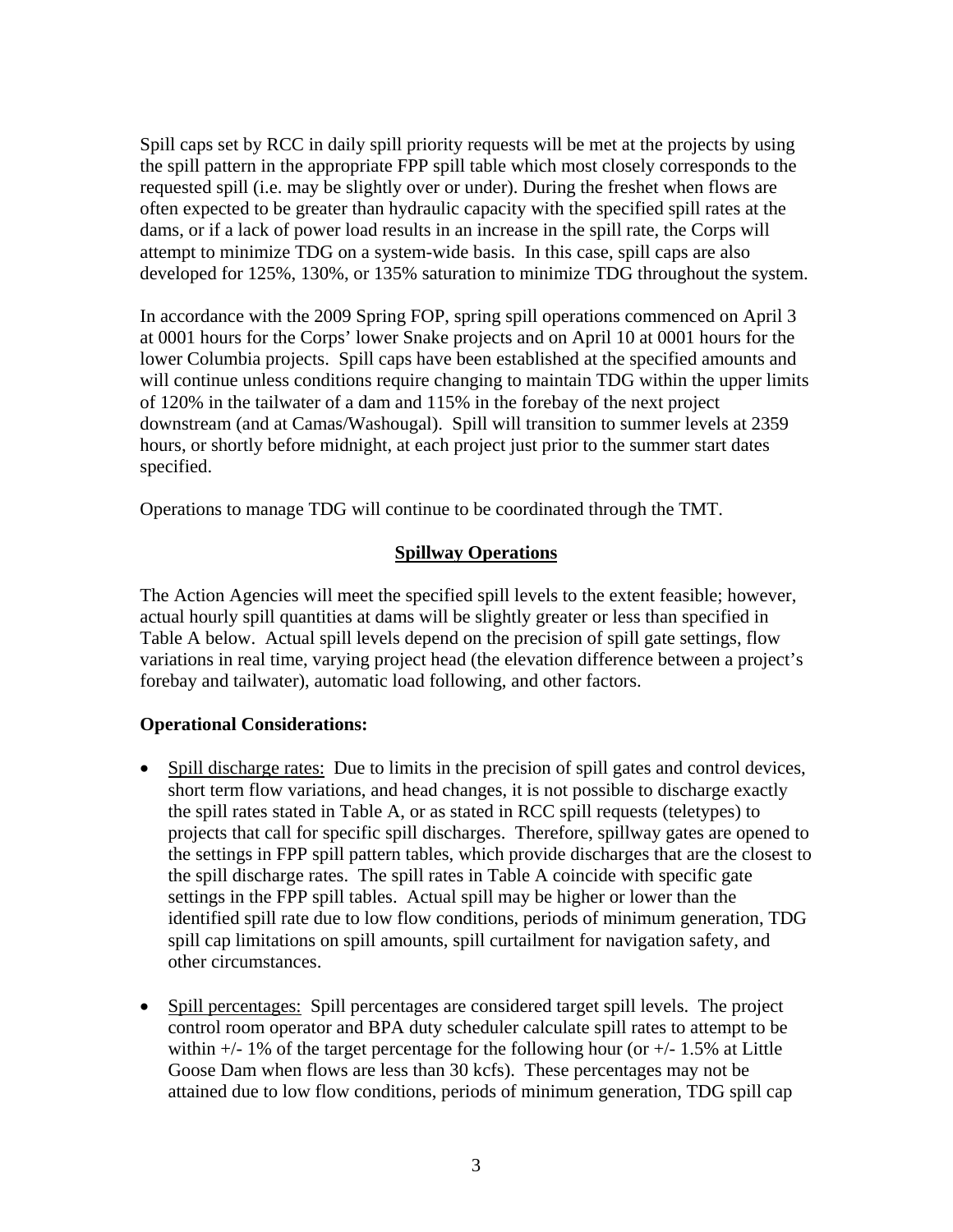Spill caps set by RCC in daily spill priority requests will be met at the projects by using the spill pattern in the appropriate FPP spill table which most closely corresponds to the requested spill (i.e. may be slightly over or under). During the freshet when flows are often expected to be greater than hydraulic capacity with the specified spill rates at the dams, or if a lack of power load results in an increase in the spill rate, the Corps will attempt to minimize TDG on a system-wide basis. In this case, spill caps are also developed for 125%, 130%, or 135% saturation to minimize TDG throughout the system.

In accordance with the 2009 Spring FOP, spring spill operations commenced on April 3 at 0001 hours for the Corps' lower Snake projects and on April 10 at 0001 hours for the lower Columbia projects. Spill caps have been established at the specified amounts and will continue unless conditions require changing to maintain TDG within the upper limits of 120% in the tailwater of a dam and 115% in the forebay of the next project downstream (and at Camas/Washougal). Spill will transition to summer levels at 2359 hours, or shortly before midnight, at each project just prior to the summer start dates specified.

Operations to manage TDG will continue to be coordinated through the TMT.

## Spillway Operations

The Action Agencies will meet the specified spill levels to the extent feasible; however, actual hourly spill quantities at dams will be slightly greater or less than specified in Table A below. Actual spill levels depend on the precision of spill gate settings, flow variations in real time, varying project head (the elevation difference between a project's forebay and tailwater), automatic load following, and other factors.

**Operational Considerations:**

- Spill discharge rates: Due to limits in the precision of spill gates and control devices, short term flow variations, and head changes, it is not possible to discharge exactly the spill rates stated in Table A, or as stated in RCC spill requests (teletypes) to projects that call for specific spill discharges. Therefore, spillway gates are opened to the settings in FPP spill pattern tables, which provide discharges that are the closest to the spill discharge rates. The spill rates in Table A coincide with specific gate settings in the FPP spill tables. Actual spill may be higher or lower than the identified spill rate due to low flow conditions, periods of minimum generation, TDG spill cap limitations on spill amounts, spill curtailment for navigation safety, and other circumstances.

- Spill percentages: Spill percentages are considered target spill levels. The project control room operator and BPA duty scheduler calculate spill rates to attempt to be within +/- 1% of the target percentage for the following hour (or +/- 1.5% at Little Goose Dam when flows are less than 30 kcfs). These percentages may not be attained due to low flow conditions, periods of minimum generation, TDG spill cap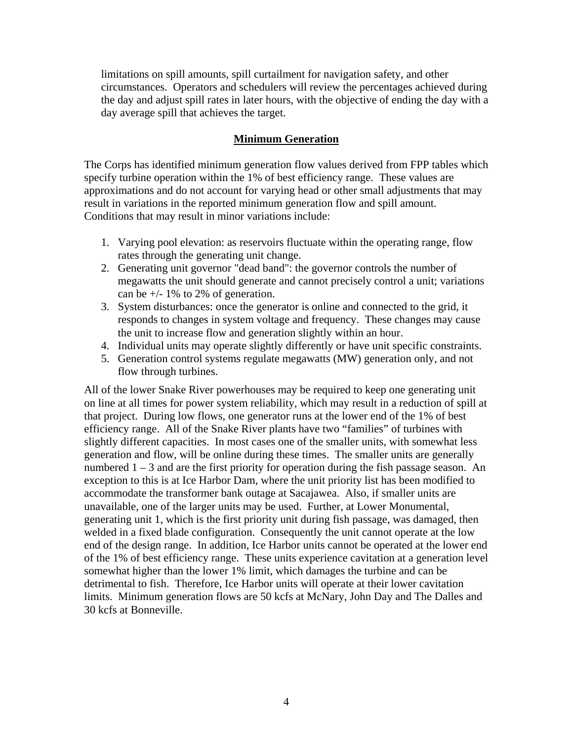limitations on spill amounts, spill curtailment for navigation safety, and other circumstances. Operators and schedulers will review the percentages achieved during the day and adjust spill rates in later hours, with the objective of ending the day with a day average spill that achieves the target.

## Minimum Generation

The Corps has identified minimum generation flow values derived from FPP tables which specify turbine operation within the 1% of best efficiency range. These values are approximations and do not account for varying head or other small adjustments that may result in variations in the reported minimum generation flow and spill amount. Conditions that may result in minor variations include:

1. Varying pool elevation: as reservoirs fluctuate within the operating range, flow rates through the generating unit change.
2. Generating unit governor "dead band": the governor controls the number of megawatts the unit should generate and cannot precisely control a unit; variations can be +/- 1% to 2% of generation.
3. System disturbances: once the generator is online and connected to the grid, it responds to changes in system voltage and frequency. These changes may cause the unit to increase flow and generation slightly within an hour.
4. Individual units may operate slightly differently or have unit specific constraints.
5. Generation control systems regulate megawatts (MW) generation only, and not flow through turbines.

All of the lower Snake River powerhouses may be required to keep one generating unit on line at all times for power system reliability, which may result in a reduction of spill at that project. During low flows, one generator runs at the lower end of the 1% of best efficiency range. All of the Snake River plants have two "families" of turbines with slightly different capacities. In most cases one of the smaller units, with somewhat less generation and flow, will be online during these times. The smaller units are generally numbered 1 – 3 and are the first priority for operation during the fish passage season. An exception to this is at Ice Harbor Dam, where the unit priority list has been modified to accommodate the transformer bank outage at Sacajawea. Also, if smaller units are unavailable, one of the larger units may be used. Further, at Lower Monumental, generating unit 1, which is the first priority unit during fish passage, was damaged, then welded in a fixed blade configuration. Consequently the unit cannot operate at the low end of the design range. In addition, Ice Harbor units cannot be operated at the lower end of the 1% of best efficiency range. These units experience cavitation at a generation level somewhat higher than the lower 1% limit, which damages the turbine and can be detrimental to fish. Therefore, Ice Harbor units will operate at their lower cavitation limits. Minimum generation flows are 50 kcfs at McNary, John Day and The Dalles and 30 kcfs at Bonneville.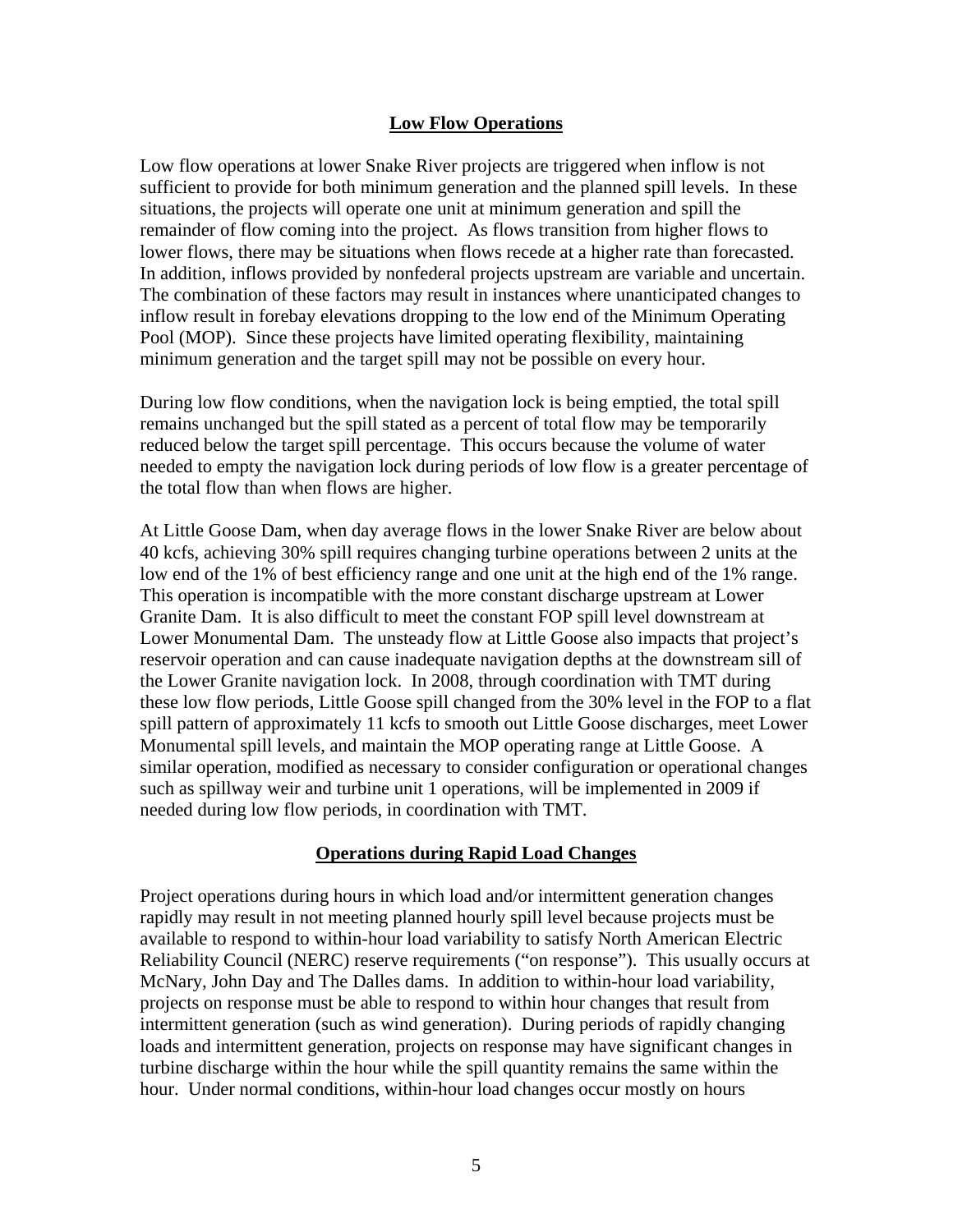## Low Flow Operations

Low flow operations at lower Snake River projects are triggered when inflow is not sufficient to provide for both minimum generation and the planned spill levels. In these situations, the projects will operate one unit at minimum generation and spill the remainder of flow coming into the project. As flows transition from higher flows to lower flows, there may be situations when flows recede at a higher rate than forecasted. In addition, inflows provided by nonfederal projects upstream are variable and uncertain. The combination of these factors may result in instances where unanticipated changes to inflow result in forebay elevations dropping to the low end of the Minimum Operating Pool (MOP). Since these projects have limited operating flexibility, maintaining minimum generation and the target spill may not be possible on every hour.

During low flow conditions, when the navigation lock is being emptied, the total spill remains unchanged but the spill stated as a percent of total flow may be temporarily reduced below the target spill percentage. This occurs because the volume of water needed to empty the navigation lock during periods of low flow is a greater percentage of the total flow than when flows are higher.

At Little Goose Dam, when day average flows in the lower Snake River are below about 40 kcfs, achieving 30% spill requires changing turbine operations between 2 units at the low end of the 1% of best efficiency range and one unit at the high end of the 1% range. This operation is incompatible with the more constant discharge upstream at Lower Granite Dam. It is also difficult to meet the constant FOP spill level downstream at Lower Monumental Dam. The unsteady flow at Little Goose also impacts that project's reservoir operation and can cause inadequate navigation depths at the downstream sill of the Lower Granite navigation lock. In 2008, through coordination with TMT during these low flow periods, Little Goose spill changed from the 30% level in the FOP to a flat spill pattern of approximately 11 kcfs to smooth out Little Goose discharges, meet Lower Monumental spill levels, and maintain the MOP operating range at Little Goose. A similar operation, modified as necessary to consider configuration or operational changes such as spillway weir and turbine unit 1 operations, will be implemented in 2009 if needed during low flow periods, in coordination with TMT.

## Operations during Rapid Load Changes

Project operations during hours in which load and/or intermittent generation changes rapidly may result in not meeting planned hourly spill level because projects must be available to respond to within-hour load variability to satisfy North American Electric Reliability Council (NERC) reserve requirements ("on response"). This usually occurs at McNary, John Day and The Dalles dams. In addition to within-hour load variability, projects on response must be able to respond to within hour changes that result from intermittent generation (such as wind generation). During periods of rapidly changing loads and intermittent generation, projects on response may have significant changes in turbine discharge within the hour while the spill quantity remains the same within the hour. Under normal conditions, within-hour load changes occur mostly on hours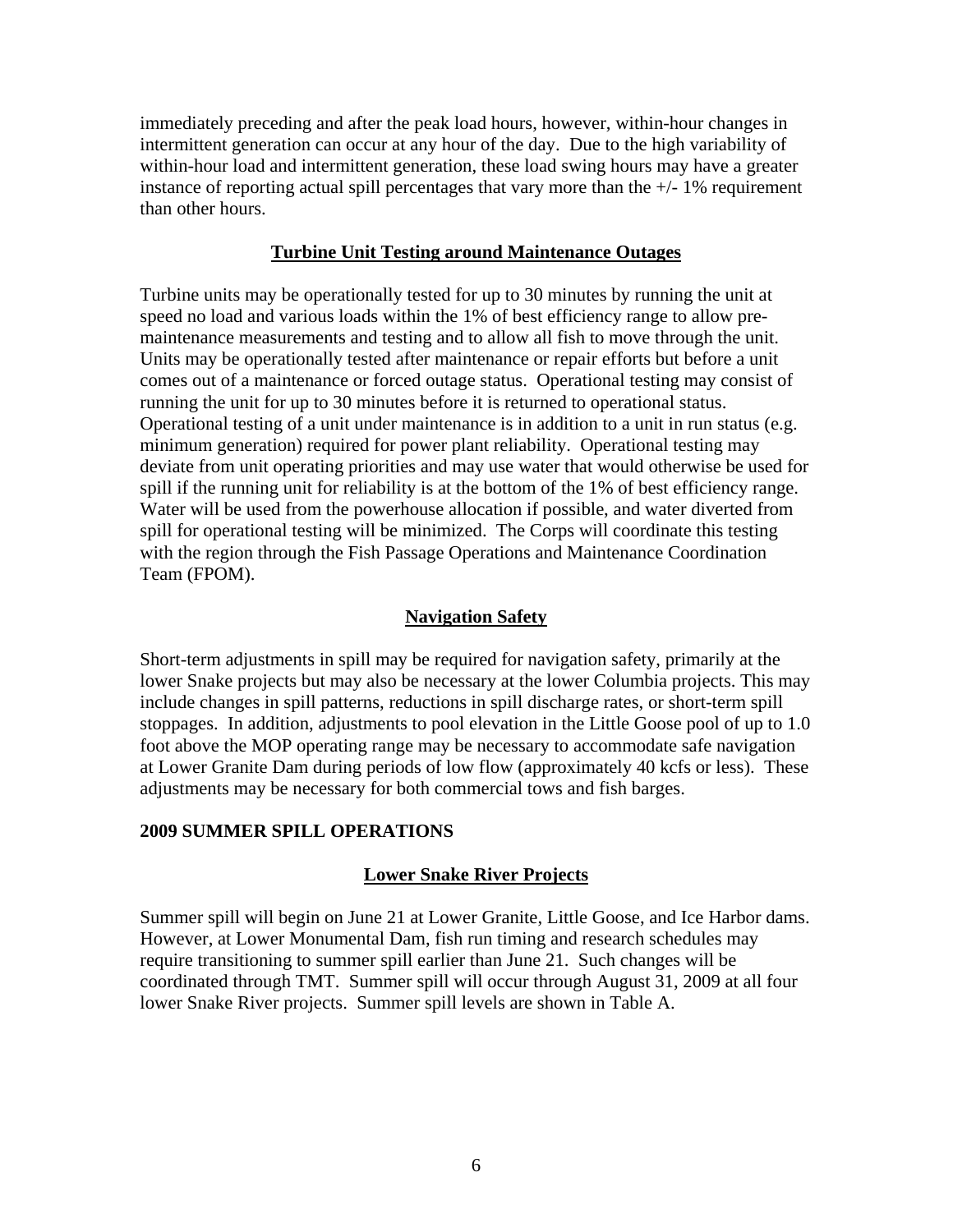immediately preceding and after the peak load hours, however, within-hour changes in intermittent generation can occur at any hour of the day. Due to the high variability of within-hour load and intermittent generation, these load swing hours may have a greater instance of reporting actual spill percentages that vary more than the +/- 1% requirement than other hours.

### Turbine Unit Testing around Maintenance Outages

Turbine units may be operationally tested for up to 30 minutes by running the unit at speed no load and various loads within the 1% of best efficiency range to allow pre-maintenance measurements and testing and to allow all fish to move through the unit. Units may be operationally tested after maintenance or repair efforts but before a unit comes out of a maintenance or forced outage status. Operational testing may consist of running the unit for up to 30 minutes before it is returned to operational status. Operational testing of a unit under maintenance is in addition to a unit in run status (e.g. minimum generation) required for power plant reliability. Operational testing may deviate from unit operating priorities and may use water that would otherwise be used for spill if the running unit for reliability is at the bottom of the 1% of best efficiency range. Water will be used from the powerhouse allocation if possible, and water diverted from spill for operational testing will be minimized. The Corps will coordinate this testing with the region through the Fish Passage Operations and Maintenance Coordination Team (FPOM).

### Navigation Safety

Short-term adjustments in spill may be required for navigation safety, primarily at the lower Snake projects but may also be necessary at the lower Columbia projects. This may include changes in spill patterns, reductions in spill discharge rates, or short-term spill stoppages. In addition, adjustments to pool elevation in the Little Goose pool of up to 1.0 foot above the MOP operating range may be necessary to accommodate safe navigation at Lower Granite Dam during periods of low flow (approximately 40 kcfs or less). These adjustments may be necessary for both commercial tows and fish barges.

## 2009 SUMMER SPILL OPERATIONS

### Lower Snake River Projects

Summer spill will begin on June 21 at Lower Granite, Little Goose, and Ice Harbor dams. However, at Lower Monumental Dam, fish run timing and research schedules may require transitioning to summer spill earlier than June 21. Such changes will be coordinated through TMT. Summer spill will occur through August 31, 2009 at all four lower Snake River projects. Summer spill levels are shown in Table A.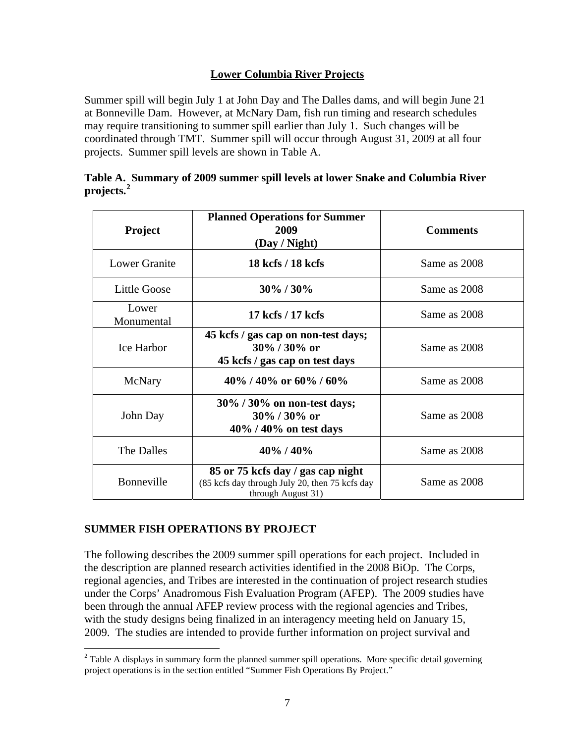## Lower Columbia River Projects

Summer spill will begin July 1 at John Day and The Dalles dams, and will begin June 21 at Bonneville Dam. However, at McNary Dam, fish run timing and research schedules may require transitioning to summer spill earlier than July 1. Such changes will be coordinated through TMT. Summer spill will occur through August 31, 2009 at all four projects. Summer spill levels are shown in Table A.

**Table A. Summary of 2009 summer spill levels at lower Snake and Columbia River projects.[2]**

| Project | Planned Operations for Summer 2009 (Day / Night) | Comments |
|---|---|---|
| Lower Granite | **18 kcfs / 18 kcfs** | Same as 2008 |
| Little Goose | **30% / 30%** | Same as 2008 |
| Lower Monumental | **17 kcfs / 17 kcfs** | Same as 2008 |
| Ice Harbor | **45 kcfs / gas cap on non-test days; 30% / 30% or 45 kcfs / gas cap on test days** | Same as 2008 |
| McNary | **40% / 40% or 60% / 60%** | Same as 2008 |
| John Day | **30% / 30% on non-test days; 30% / 30% or 40% / 40% on test days** | Same as 2008 |
| The Dalles | **40% / 40%** | Same as 2008 |
| Bonneville | **85 or 75 kcfs day / gas cap night** (85 kcfs day through July 20, then 75 kcfs day through August 31) | Same as 2008 |

### SUMMER FISH OPERATIONS BY PROJECT

The following describes the 2009 summer spill operations for each project. Included in the description are planned research activities identified in the 2008 BiOp. The Corps, regional agencies, and Tribes are interested in the continuation of project research studies under the Corps' Anadromous Fish Evaluation Program (AFEP). The 2009 studies have been through the annual AFEP review process with the regional agencies and Tribes, with the study designs being finalized in an interagency meeting held on January 15, 2009. The studies are intended to provide further information on project survival and

[2] Table A displays in summary form the planned summer spill operations. More specific detail governing project operations is in the section entitled "Summer Fish Operations By Project."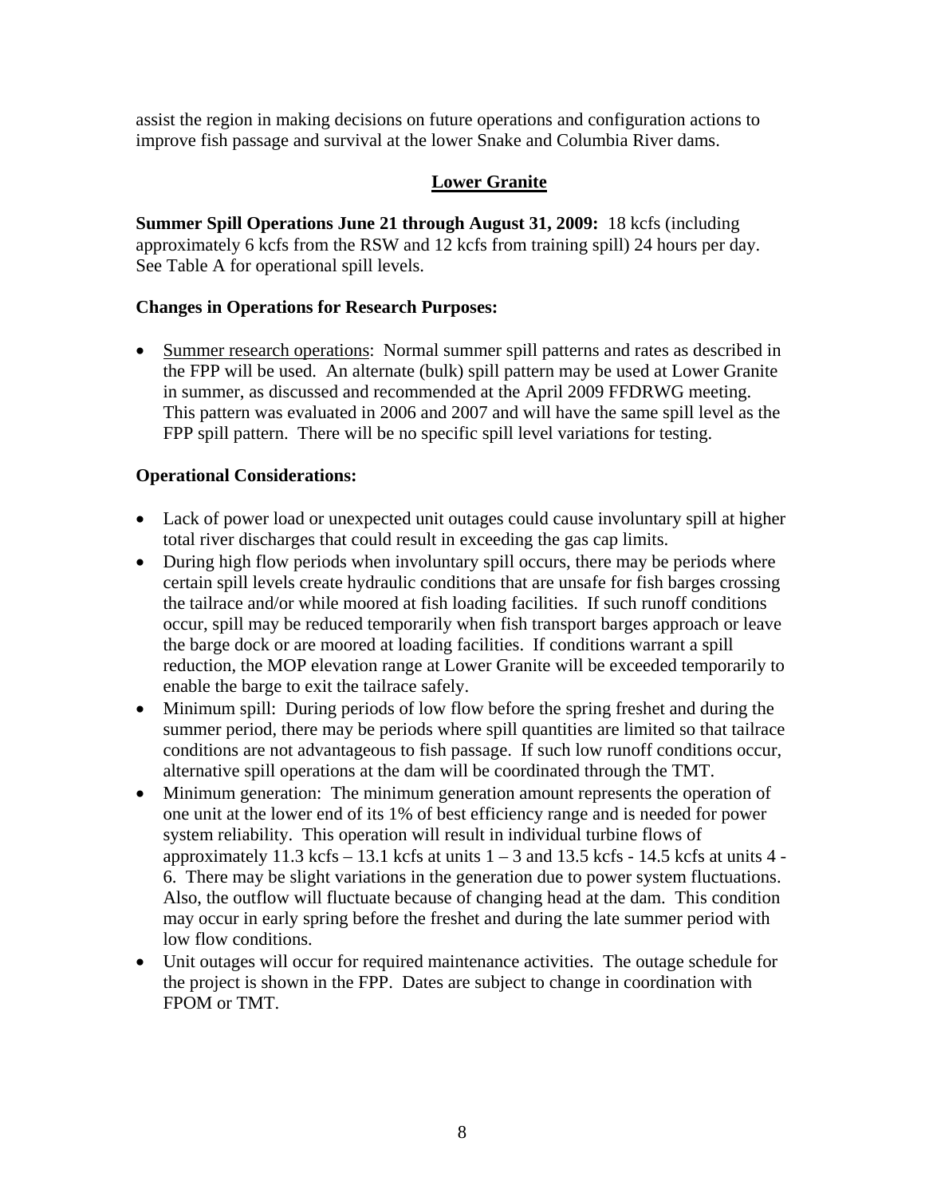assist the region in making decisions on future operations and configuration actions to improve fish passage and survival at the lower Snake and Columbia River dams.

## Lower Granite

**Summer Spill Operations June 21 through August 31, 2009:** 18 kcfs (including approximately 6 kcfs from the RSW and 12 kcfs from training spill) 24 hours per day. See Table A for operational spill levels.

**Changes in Operations for Research Purposes:**

- Summer research operations: Normal summer spill patterns and rates as described in the FPP will be used. An alternate (bulk) spill pattern may be used at Lower Granite in summer, as discussed and recommended at the April 2009 FFDRWG meeting. This pattern was evaluated in 2006 and 2007 and will have the same spill level as the FPP spill pattern. There will be no specific spill level variations for testing.

**Operational Considerations:**

- Lack of power load or unexpected unit outages could cause involuntary spill at higher total river discharges that could result in exceeding the gas cap limits.
- During high flow periods when involuntary spill occurs, there may be periods where certain spill levels create hydraulic conditions that are unsafe for fish barges crossing the tailrace and/or while moored at fish loading facilities. If such runoff conditions occur, spill may be reduced temporarily when fish transport barges approach or leave the barge dock or are moored at loading facilities. If conditions warrant a spill reduction, the MOP elevation range at Lower Granite will be exceeded temporarily to enable the barge to exit the tailrace safely.
- Minimum spill: During periods of low flow before the spring freshet and during the summer period, there may be periods where spill quantities are limited so that tailrace conditions are not advantageous to fish passage. If such low runoff conditions occur, alternative spill operations at the dam will be coordinated through the TMT.
- Minimum generation: The minimum generation amount represents the operation of one unit at the lower end of its 1% of best efficiency range and is needed for power system reliability. This operation will result in individual turbine flows of approximately 11.3 kcfs – 13.1 kcfs at units 1 – 3 and 13.5 kcfs - 14.5 kcfs at units 4 - 6. There may be slight variations in the generation due to power system fluctuations. Also, the outflow will fluctuate because of changing head at the dam. This condition may occur in early spring before the freshet and during the late summer period with low flow conditions.
- Unit outages will occur for required maintenance activities. The outage schedule for the project is shown in the FPP. Dates are subject to change in coordination with FPOM or TMT.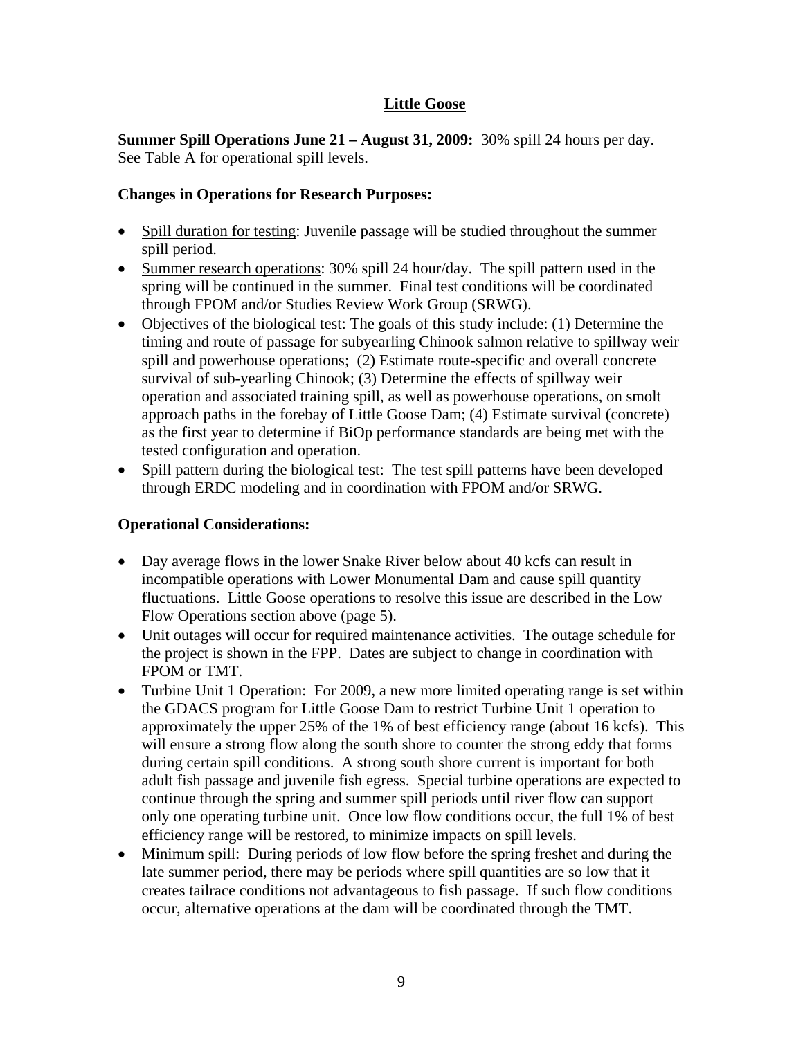## Little Goose

**Summer Spill Operations June 21 – August 31, 2009:** 30% spill 24 hours per day. See Table A for operational spill levels.

### Changes in Operations for Research Purposes:

- Spill duration for testing: Juvenile passage will be studied throughout the summer spill period.
- Summer research operations: 30% spill 24 hour/day. The spill pattern used in the spring will be continued in the summer. Final test conditions will be coordinated through FPOM and/or Studies Review Work Group (SRWG).
- Objectives of the biological test: The goals of this study include: (1) Determine the timing and route of passage for subyearling Chinook salmon relative to spillway weir spill and powerhouse operations; (2) Estimate route-specific and overall concrete survival of sub-yearling Chinook; (3) Determine the effects of spillway weir operation and associated training spill, as well as powerhouse operations, on smolt approach paths in the forebay of Little Goose Dam; (4) Estimate survival (concrete) as the first year to determine if BiOp performance standards are being met with the tested configuration and operation.
- Spill pattern during the biological test: The test spill patterns have been developed through ERDC modeling and in coordination with FPOM and/or SRWG.

### Operational Considerations:

- Day average flows in the lower Snake River below about 40 kcfs can result in incompatible operations with Lower Monumental Dam and cause spill quantity fluctuations. Little Goose operations to resolve this issue are described in the Low Flow Operations section above (page 5).
- Unit outages will occur for required maintenance activities. The outage schedule for the project is shown in the FPP. Dates are subject to change in coordination with FPOM or TMT.
- Turbine Unit 1 Operation: For 2009, a new more limited operating range is set within the GDACS program for Little Goose Dam to restrict Turbine Unit 1 operation to approximately the upper 25% of the 1% of best efficiency range (about 16 kcfs). This will ensure a strong flow along the south shore to counter the strong eddy that forms during certain spill conditions. A strong south shore current is important for both adult fish passage and juvenile fish egress. Special turbine operations are expected to continue through the spring and summer spill periods until river flow can support only one operating turbine unit. Once low flow conditions occur, the full 1% of best efficiency range will be restored, to minimize impacts on spill levels.
- Minimum spill: During periods of low flow before the spring freshet and during the late summer period, there may be periods where spill quantities are so low that it creates tailrace conditions not advantageous to fish passage. If such flow conditions occur, alternative operations at the dam will be coordinated through the TMT.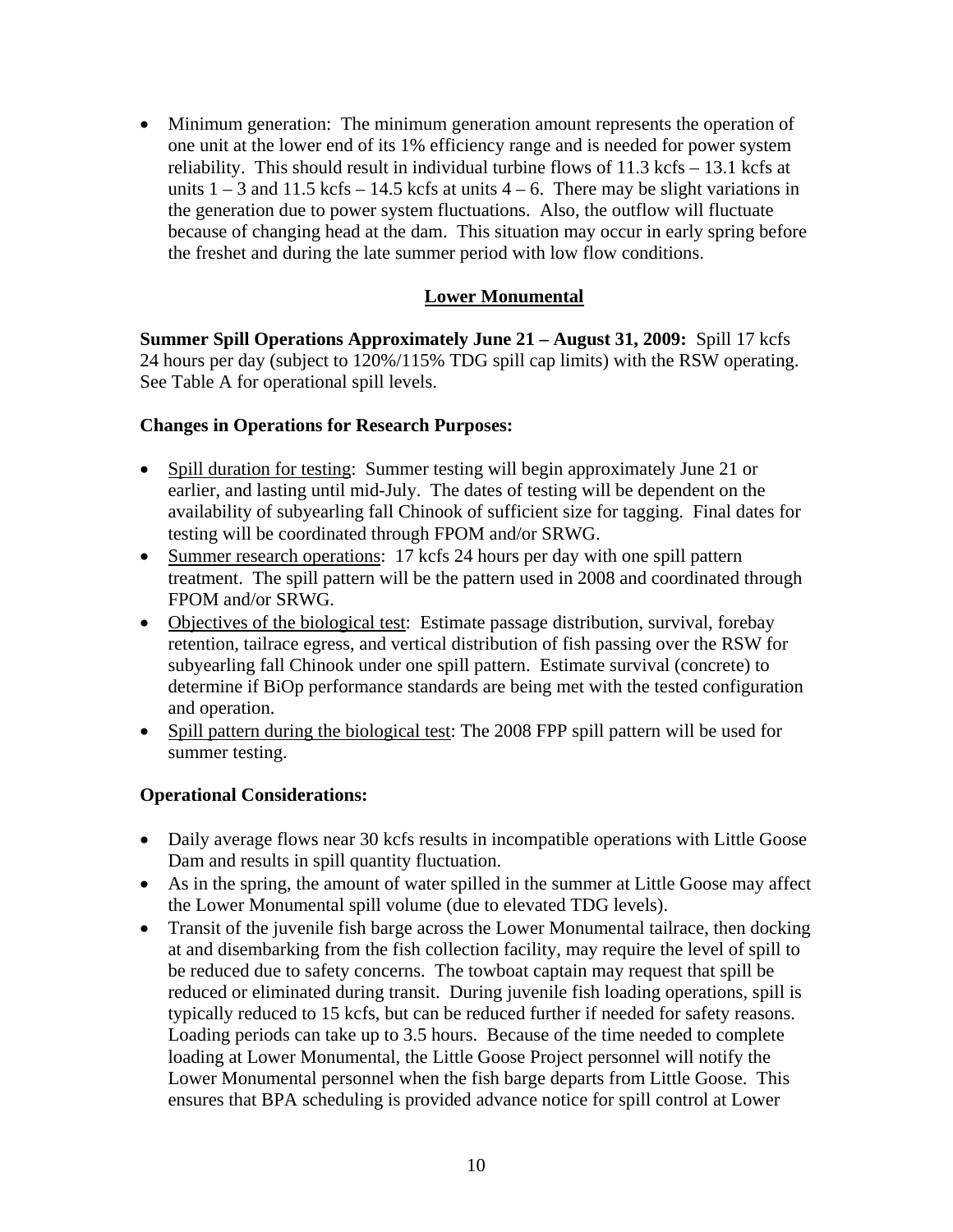- Minimum generation: The minimum generation amount represents the operation of one unit at the lower end of its 1% efficiency range and is needed for power system reliability. This should result in individual turbine flows of 11.3 kcfs – 13.1 kcfs at units 1 – 3 and 11.5 kcfs – 14.5 kcfs at units 4 – 6. There may be slight variations in the generation due to power system fluctuations. Also, the outflow will fluctuate because of changing head at the dam. This situation may occur in early spring before the freshet and during the late summer period with low flow conditions.

## Lower Monumental

**Summer Spill Operations Approximately June 21 – August 31, 2009:** Spill 17 kcfs 24 hours per day (subject to 120%/115% TDG spill cap limits) with the RSW operating. See Table A for operational spill levels.

**Changes in Operations for Research Purposes:**

- Spill duration for testing: Summer testing will begin approximately June 21 or earlier, and lasting until mid-July. The dates of testing will be dependent on the availability of subyearling fall Chinook of sufficient size for tagging. Final dates for testing will be coordinated through FPOM and/or SRWG.
- Summer research operations: 17 kcfs 24 hours per day with one spill pattern treatment. The spill pattern will be the pattern used in 2008 and coordinated through FPOM and/or SRWG.
- Objectives of the biological test: Estimate passage distribution, survival, forebay retention, tailrace egress, and vertical distribution of fish passing over the RSW for subyearling fall Chinook under one spill pattern. Estimate survival (concrete) to determine if BiOp performance standards are being met with the tested configuration and operation.
- Spill pattern during the biological test: The 2008 FPP spill pattern will be used for summer testing.

**Operational Considerations:**

- Daily average flows near 30 kcfs results in incompatible operations with Little Goose Dam and results in spill quantity fluctuation.
- As in the spring, the amount of water spilled in the summer at Little Goose may affect the Lower Monumental spill volume (due to elevated TDG levels).
- Transit of the juvenile fish barge across the Lower Monumental tailrace, then docking at and disembarking from the fish collection facility, may require the level of spill to be reduced due to safety concerns. The towboat captain may request that spill be reduced or eliminated during transit. During juvenile fish loading operations, spill is typically reduced to 15 kcfs, but can be reduced further if needed for safety reasons. Loading periods can take up to 3.5 hours. Because of the time needed to complete loading at Lower Monumental, the Little Goose Project personnel will notify the Lower Monumental personnel when the fish barge departs from Little Goose. This ensures that BPA scheduling is provided advance notice for spill control at Lower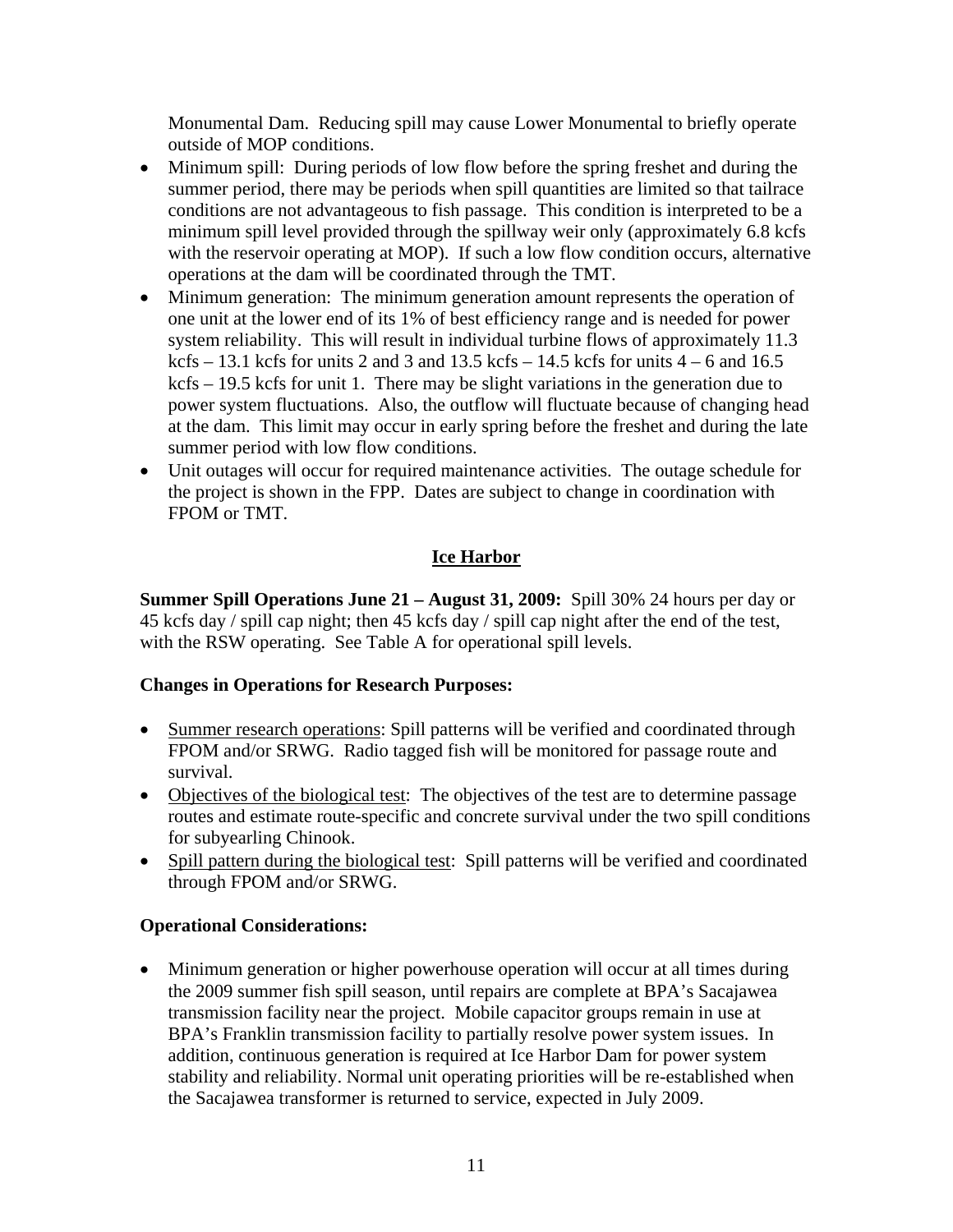Monumental Dam. Reducing spill may cause Lower Monumental to briefly operate outside of MOP conditions.

- Minimum spill: During periods of low flow before the spring freshet and during the summer period, there may be periods when spill quantities are limited so that tailrace conditions are not advantageous to fish passage. This condition is interpreted to be a minimum spill level provided through the spillway weir only (approximately 6.8 kcfs with the reservoir operating at MOP). If such a low flow condition occurs, alternative operations at the dam will be coordinated through the TMT.
- Minimum generation: The minimum generation amount represents the operation of one unit at the lower end of its 1% of best efficiency range and is needed for power system reliability. This will result in individual turbine flows of approximately 11.3 kcfs – 13.1 kcfs for units 2 and 3 and 13.5 kcfs – 14.5 kcfs for units 4 – 6 and 16.5 kcfs – 19.5 kcfs for unit 1. There may be slight variations in the generation due to power system fluctuations. Also, the outflow will fluctuate because of changing head at the dam. This limit may occur in early spring before the freshet and during the late summer period with low flow conditions.
- Unit outages will occur for required maintenance activities. The outage schedule for the project is shown in the FPP. Dates are subject to change in coordination with FPOM or TMT.

## Ice Harbor

**Summer Spill Operations June 21 – August 31, 2009:** Spill 30% 24 hours per day or 45 kcfs day / spill cap night; then 45 kcfs day / spill cap night after the end of the test, with the RSW operating. See Table A for operational spill levels.

**Changes in Operations for Research Purposes:**

- Summer research operations: Spill patterns will be verified and coordinated through FPOM and/or SRWG. Radio tagged fish will be monitored for passage route and survival.
- Objectives of the biological test: The objectives of the test are to determine passage routes and estimate route-specific and concrete survival under the two spill conditions for subyearling Chinook.
- Spill pattern during the biological test: Spill patterns will be verified and coordinated through FPOM and/or SRWG.

**Operational Considerations:**

- Minimum generation or higher powerhouse operation will occur at all times during the 2009 summer fish spill season, until repairs are complete at BPA's Sacajawea transmission facility near the project. Mobile capacitor groups remain in use at BPA's Franklin transmission facility to partially resolve power system issues. In addition, continuous generation is required at Ice Harbor Dam for power system stability and reliability. Normal unit operating priorities will be re-established when the Sacajawea transformer is returned to service, expected in July 2009.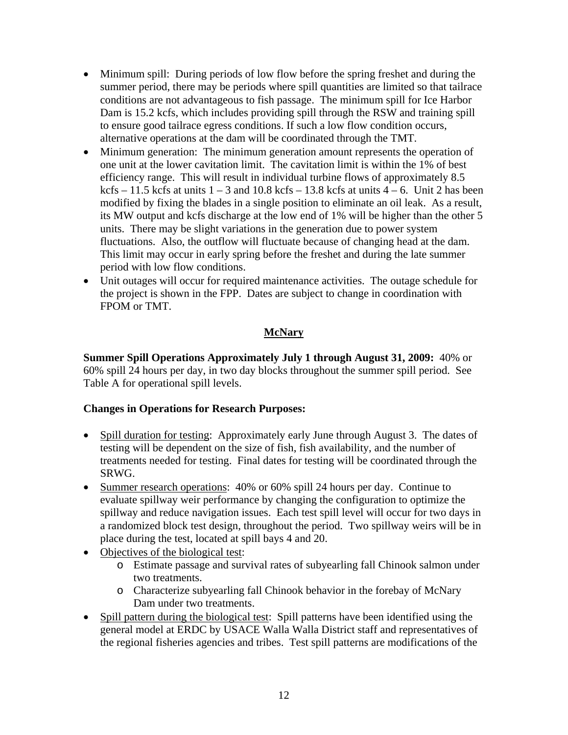- Minimum spill: During periods of low flow before the spring freshet and during the summer period, there may be periods where spill quantities are limited so that tailrace conditions are not advantageous to fish passage. The minimum spill for Ice Harbor Dam is 15.2 kcfs, which includes providing spill through the RSW and training spill to ensure good tailrace egress conditions. If such a low flow condition occurs, alternative operations at the dam will be coordinated through the TMT.
- Minimum generation: The minimum generation amount represents the operation of one unit at the lower cavitation limit. The cavitation limit is within the 1% of best efficiency range. This will result in individual turbine flows of approximately 8.5 kcfs – 11.5 kcfs at units 1 – 3 and 10.8 kcfs – 13.8 kcfs at units 4 – 6. Unit 2 has been modified by fixing the blades in a single position to eliminate an oil leak. As a result, its MW output and kcfs discharge at the low end of 1% will be higher than the other 5 units. There may be slight variations in the generation due to power system fluctuations. Also, the outflow will fluctuate because of changing head at the dam. This limit may occur in early spring before the freshet and during the late summer period with low flow conditions.
- Unit outages will occur for required maintenance activities. The outage schedule for the project is shown in the FPP. Dates are subject to change in coordination with FPOM or TMT.

## McNary

**Summer Spill Operations Approximately July 1 through August 31, 2009:** 40% or 60% spill 24 hours per day, in two day blocks throughout the summer spill period. See Table A for operational spill levels.

**Changes in Operations for Research Purposes:**

- Spill duration for testing: Approximately early June through August 3. The dates of testing will be dependent on the size of fish, fish availability, and the number of treatments needed for testing. Final dates for testing will be coordinated through the SRWG.
- Summer research operations: 40% or 60% spill 24 hours per day. Continue to evaluate spillway weir performance by changing the configuration to optimize the spillway and reduce navigation issues. Each test spill level will occur for two days in a randomized block test design, throughout the period. Two spillway weirs will be in place during the test, located at spill bays 4 and 20.
- Objectives of the biological test:
  - Estimate passage and survival rates of subyearling fall Chinook salmon under two treatments.
  - Characterize subyearling fall Chinook behavior in the forebay of McNary Dam under two treatments.
- Spill pattern during the biological test: Spill patterns have been identified using the general model at ERDC by USACE Walla Walla District staff and representatives of the regional fisheries agencies and tribes. Test spill patterns are modifications of the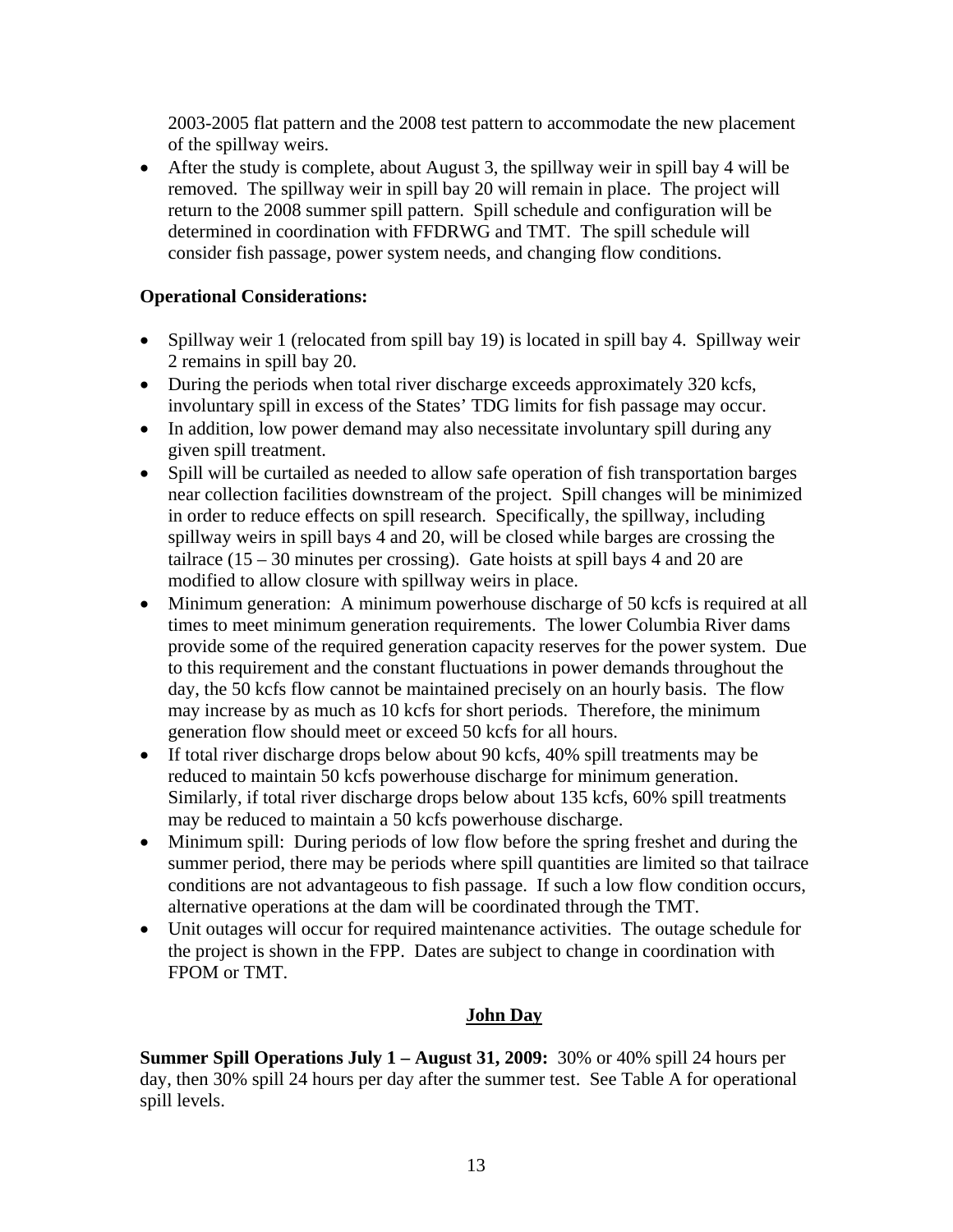2003-2005 flat pattern and the 2008 test pattern to accommodate the new placement of the spillway weirs.

- After the study is complete, about August 3, the spillway weir in spill bay 4 will be removed. The spillway weir in spill bay 20 will remain in place. The project will return to the 2008 summer spill pattern. Spill schedule and configuration will be determined in coordination with FFDRWG and TMT. The spill schedule will consider fish passage, power system needs, and changing flow conditions.

**Operational Considerations:**

- Spillway weir 1 (relocated from spill bay 19) is located in spill bay 4. Spillway weir 2 remains in spill bay 20.
- During the periods when total river discharge exceeds approximately 320 kcfs, involuntary spill in excess of the States' TDG limits for fish passage may occur.
- In addition, low power demand may also necessitate involuntary spill during any given spill treatment.
- Spill will be curtailed as needed to allow safe operation of fish transportation barges near collection facilities downstream of the project. Spill changes will be minimized in order to reduce effects on spill research. Specifically, the spillway, including spillway weirs in spill bays 4 and 20, will be closed while barges are crossing the tailrace (15 – 30 minutes per crossing). Gate hoists at spill bays 4 and 20 are modified to allow closure with spillway weirs in place.
- Minimum generation: A minimum powerhouse discharge of 50 kcfs is required at all times to meet minimum generation requirements. The lower Columbia River dams provide some of the required generation capacity reserves for the power system. Due to this requirement and the constant fluctuations in power demands throughout the day, the 50 kcfs flow cannot be maintained precisely on an hourly basis. The flow may increase by as much as 10 kcfs for short periods. Therefore, the minimum generation flow should meet or exceed 50 kcfs for all hours.
- If total river discharge drops below about 90 kcfs, 40% spill treatments may be reduced to maintain 50 kcfs powerhouse discharge for minimum generation. Similarly, if total river discharge drops below about 135 kcfs, 60% spill treatments may be reduced to maintain a 50 kcfs powerhouse discharge.
- Minimum spill: During periods of low flow before the spring freshet and during the summer period, there may be periods where spill quantities are limited so that tailrace conditions are not advantageous to fish passage. If such a low flow condition occurs, alternative operations at the dam will be coordinated through the TMT.
- Unit outages will occur for required maintenance activities. The outage schedule for the project is shown in the FPP. Dates are subject to change in coordination with FPOM or TMT.

## John Day

**Summer Spill Operations July 1 – August 31, 2009:** 30% or 40% spill 24 hours per day, then 30% spill 24 hours per day after the summer test. See Table A for operational spill levels.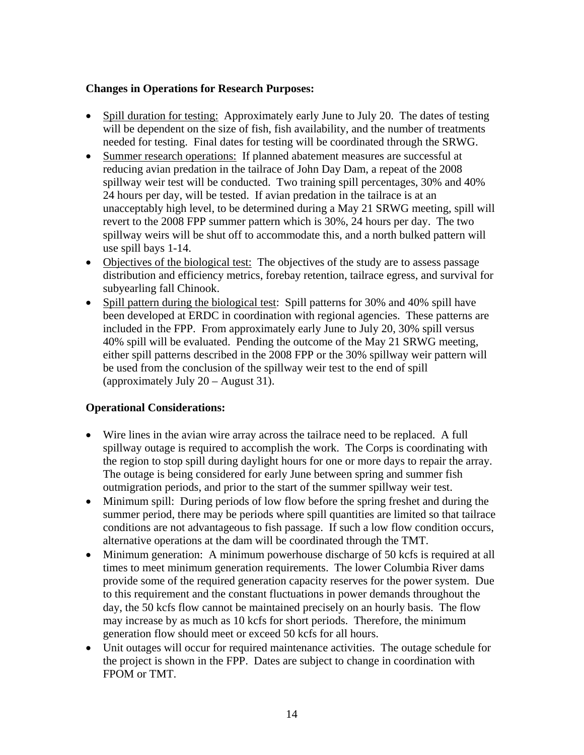**Changes in Operations for Research Purposes:**

- Spill duration for testing: Approximately early June to July 20. The dates of testing will be dependent on the size of fish, fish availability, and the number of treatments needed for testing. Final dates for testing will be coordinated through the SRWG.
- Summer research operations: If planned abatement measures are successful at reducing avian predation in the tailrace of John Day Dam, a repeat of the 2008 spillway weir test will be conducted. Two training spill percentages, 30% and 40% 24 hours per day, will be tested. If avian predation in the tailrace is at an unacceptably high level, to be determined during a May 21 SRWG meeting, spill will revert to the 2008 FPP summer pattern which is 30%, 24 hours per day. The two spillway weirs will be shut off to accommodate this, and a north bulked pattern will use spill bays 1-14.
- Objectives of the biological test: The objectives of the study are to assess passage distribution and efficiency metrics, forebay retention, tailrace egress, and survival for subyearling fall Chinook.
- Spill pattern during the biological test: Spill patterns for 30% and 40% spill have been developed at ERDC in coordination with regional agencies. These patterns are included in the FPP. From approximately early June to July 20, 30% spill versus 40% spill will be evaluated. Pending the outcome of the May 21 SRWG meeting, either spill patterns described in the 2008 FPP or the 30% spillway weir pattern will be used from the conclusion of the spillway weir test to the end of spill (approximately July 20 – August 31).

**Operational Considerations:**

- Wire lines in the avian wire array across the tailrace need to be replaced. A full spillway outage is required to accomplish the work. The Corps is coordinating with the region to stop spill during daylight hours for one or more days to repair the array. The outage is being considered for early June between spring and summer fish outmigration periods, and prior to the start of the summer spillway weir test.
- Minimum spill: During periods of low flow before the spring freshet and during the summer period, there may be periods where spill quantities are limited so that tailrace conditions are not advantageous to fish passage. If such a low flow condition occurs, alternative operations at the dam will be coordinated through the TMT.
- Minimum generation: A minimum powerhouse discharge of 50 kcfs is required at all times to meet minimum generation requirements. The lower Columbia River dams provide some of the required generation capacity reserves for the power system. Due to this requirement and the constant fluctuations in power demands throughout the day, the 50 kcfs flow cannot be maintained precisely on an hourly basis. The flow may increase by as much as 10 kcfs for short periods. Therefore, the minimum generation flow should meet or exceed 50 kcfs for all hours.
- Unit outages will occur for required maintenance activities. The outage schedule for the project is shown in the FPP. Dates are subject to change in coordination with FPOM or TMT.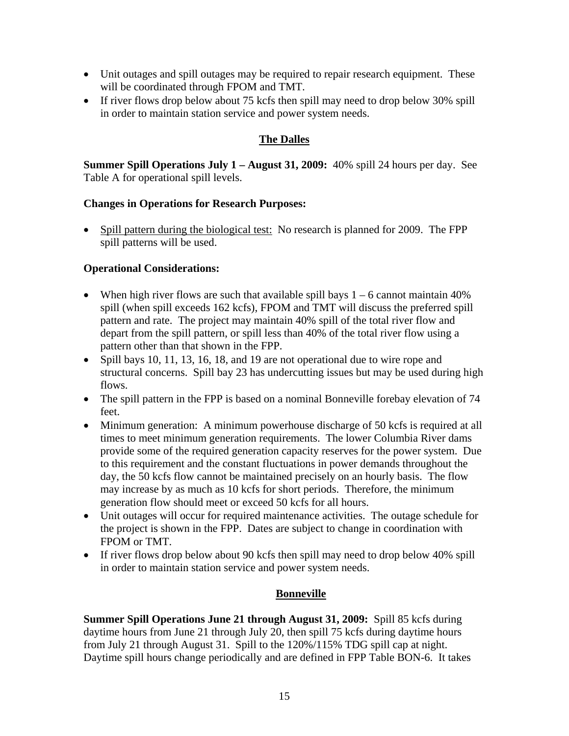- Unit outages and spill outages may be required to repair research equipment. These will be coordinated through FPOM and TMT.
- If river flows drop below about 75 kcfs then spill may need to drop below 30% spill in order to maintain station service and power system needs.

## The Dalles

**Summer Spill Operations July 1 – August 31, 2009:** 40% spill 24 hours per day. See Table A for operational spill levels.

### Changes in Operations for Research Purposes:

- Spill pattern during the biological test: No research is planned for 2009. The FPP spill patterns will be used.

### Operational Considerations:

- When high river flows are such that available spill bays 1 – 6 cannot maintain 40% spill (when spill exceeds 162 kcfs), FPOM and TMT will discuss the preferred spill pattern and rate. The project may maintain 40% spill of the total river flow and depart from the spill pattern, or spill less than 40% of the total river flow using a pattern other than that shown in the FPP.
- Spill bays 10, 11, 13, 16, 18, and 19 are not operational due to wire rope and structural concerns. Spill bay 23 has undercutting issues but may be used during high flows.
- The spill pattern in the FPP is based on a nominal Bonneville forebay elevation of 74 feet.
- Minimum generation: A minimum powerhouse discharge of 50 kcfs is required at all times to meet minimum generation requirements. The lower Columbia River dams provide some of the required generation capacity reserves for the power system. Due to this requirement and the constant fluctuations in power demands throughout the day, the 50 kcfs flow cannot be maintained precisely on an hourly basis. The flow may increase by as much as 10 kcfs for short periods. Therefore, the minimum generation flow should meet or exceed 50 kcfs for all hours.
- Unit outages will occur for required maintenance activities. The outage schedule for the project is shown in the FPP. Dates are subject to change in coordination with FPOM or TMT.
- If river flows drop below about 90 kcfs then spill may need to drop below 40% spill in order to maintain station service and power system needs.

## Bonneville

**Summer Spill Operations June 21 through August 31, 2009:** Spill 85 kcfs during daytime hours from June 21 through July 20, then spill 75 kcfs during daytime hours from July 21 through August 31. Spill to the 120%/115% TDG spill cap at night. Daytime spill hours change periodically and are defined in FPP Table BON-6. It takes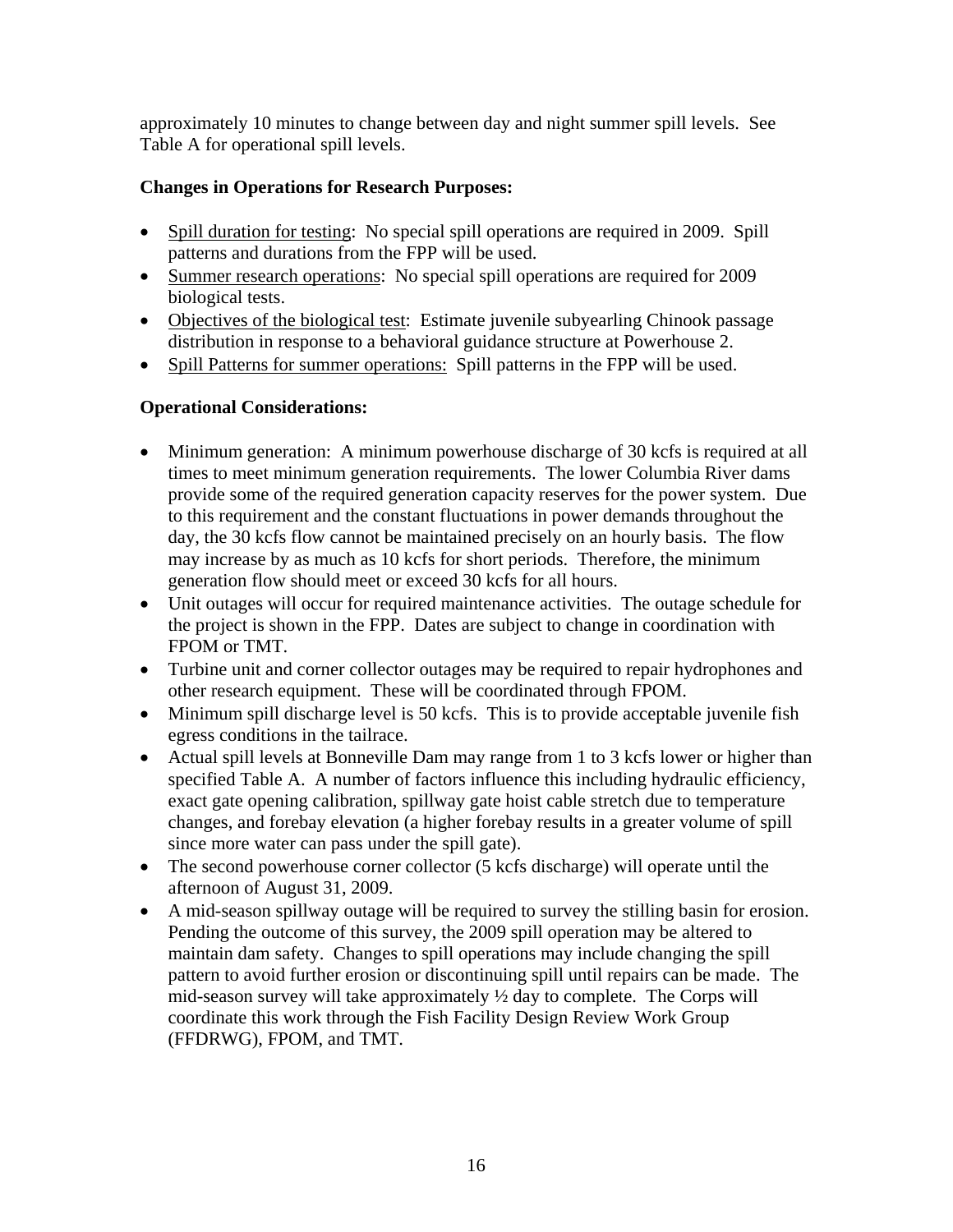approximately 10 minutes to change between day and night summer spill levels. See Table A for operational spill levels.

**Changes in Operations for Research Purposes:**

- Spill duration for testing: No special spill operations are required in 2009. Spill patterns and durations from the FPP will be used.
- Summer research operations: No special spill operations are required for 2009 biological tests.
- Objectives of the biological test: Estimate juvenile subyearling Chinook passage distribution in response to a behavioral guidance structure at Powerhouse 2.
- Spill Patterns for summer operations: Spill patterns in the FPP will be used.

**Operational Considerations:**

- Minimum generation: A minimum powerhouse discharge of 30 kcfs is required at all times to meet minimum generation requirements. The lower Columbia River dams provide some of the required generation capacity reserves for the power system. Due to this requirement and the constant fluctuations in power demands throughout the day, the 30 kcfs flow cannot be maintained precisely on an hourly basis. The flow may increase by as much as 10 kcfs for short periods. Therefore, the minimum generation flow should meet or exceed 30 kcfs for all hours.
- Unit outages will occur for required maintenance activities. The outage schedule for the project is shown in the FPP. Dates are subject to change in coordination with FPOM or TMT.
- Turbine unit and corner collector outages may be required to repair hydrophones and other research equipment. These will be coordinated through FPOM.
- Minimum spill discharge level is 50 kcfs. This is to provide acceptable juvenile fish egress conditions in the tailrace.
- Actual spill levels at Bonneville Dam may range from 1 to 3 kcfs lower or higher than specified Table A. A number of factors influence this including hydraulic efficiency, exact gate opening calibration, spillway gate hoist cable stretch due to temperature changes, and forebay elevation (a higher forebay results in a greater volume of spill since more water can pass under the spill gate).
- The second powerhouse corner collector (5 kcfs discharge) will operate until the afternoon of August 31, 2009.
- A mid-season spillway outage will be required to survey the stilling basin for erosion. Pending the outcome of this survey, the 2009 spill operation may be altered to maintain dam safety. Changes to spill operations may include changing the spill pattern to avoid further erosion or discontinuing spill until repairs can be made. The mid-season survey will take approximately ½ day to complete. The Corps will coordinate this work through the Fish Facility Design Review Work Group (FFDRWG), FPOM, and TMT.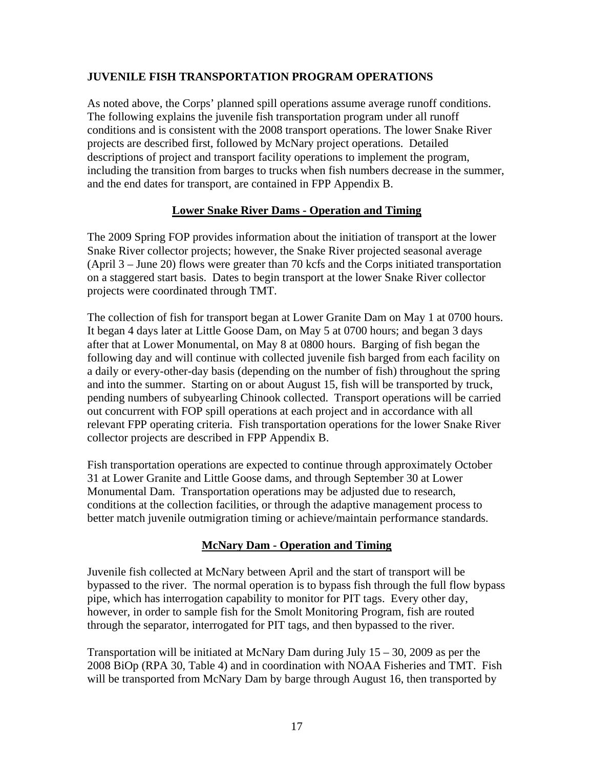## JUVENILE FISH TRANSPORTATION PROGRAM OPERATIONS

As noted above, the Corps' planned spill operations assume average runoff conditions. The following explains the juvenile fish transportation program under all runoff conditions and is consistent with the 2008 transport operations. The lower Snake River projects are described first, followed by McNary project operations. Detailed descriptions of project and transport facility operations to implement the program, including the transition from barges to trucks when fish numbers decrease in the summer, and the end dates for transport, are contained in FPP Appendix B.

### Lower Snake River Dams - Operation and Timing

The 2009 Spring FOP provides information about the initiation of transport at the lower Snake River collector projects; however, the Snake River projected seasonal average (April 3 – June 20) flows were greater than 70 kcfs and the Corps initiated transportation on a staggered start basis. Dates to begin transport at the lower Snake River collector projects were coordinated through TMT.

The collection of fish for transport began at Lower Granite Dam on May 1 at 0700 hours. It began 4 days later at Little Goose Dam, on May 5 at 0700 hours; and began 3 days after that at Lower Monumental, on May 8 at 0800 hours. Barging of fish began the following day and will continue with collected juvenile fish barged from each facility on a daily or every-other-day basis (depending on the number of fish) throughout the spring and into the summer. Starting on or about August 15, fish will be transported by truck, pending numbers of subyearling Chinook collected. Transport operations will be carried out concurrent with FOP spill operations at each project and in accordance with all relevant FPP operating criteria. Fish transportation operations for the lower Snake River collector projects are described in FPP Appendix B.

Fish transportation operations are expected to continue through approximately October 31 at Lower Granite and Little Goose dams, and through September 30 at Lower Monumental Dam. Transportation operations may be adjusted due to research, conditions at the collection facilities, or through the adaptive management process to better match juvenile outmigration timing or achieve/maintain performance standards.

### McNary Dam - Operation and Timing

Juvenile fish collected at McNary between April and the start of transport will be bypassed to the river. The normal operation is to bypass fish through the full flow bypass pipe, which has interrogation capability to monitor for PIT tags. Every other day, however, in order to sample fish for the Smolt Monitoring Program, fish are routed through the separator, interrogated for PIT tags, and then bypassed to the river.

Transportation will be initiated at McNary Dam during July 15 – 30, 2009 as per the 2008 BiOp (RPA 30, Table 4) and in coordination with NOAA Fisheries and TMT. Fish will be transported from McNary Dam by barge through August 16, then transported by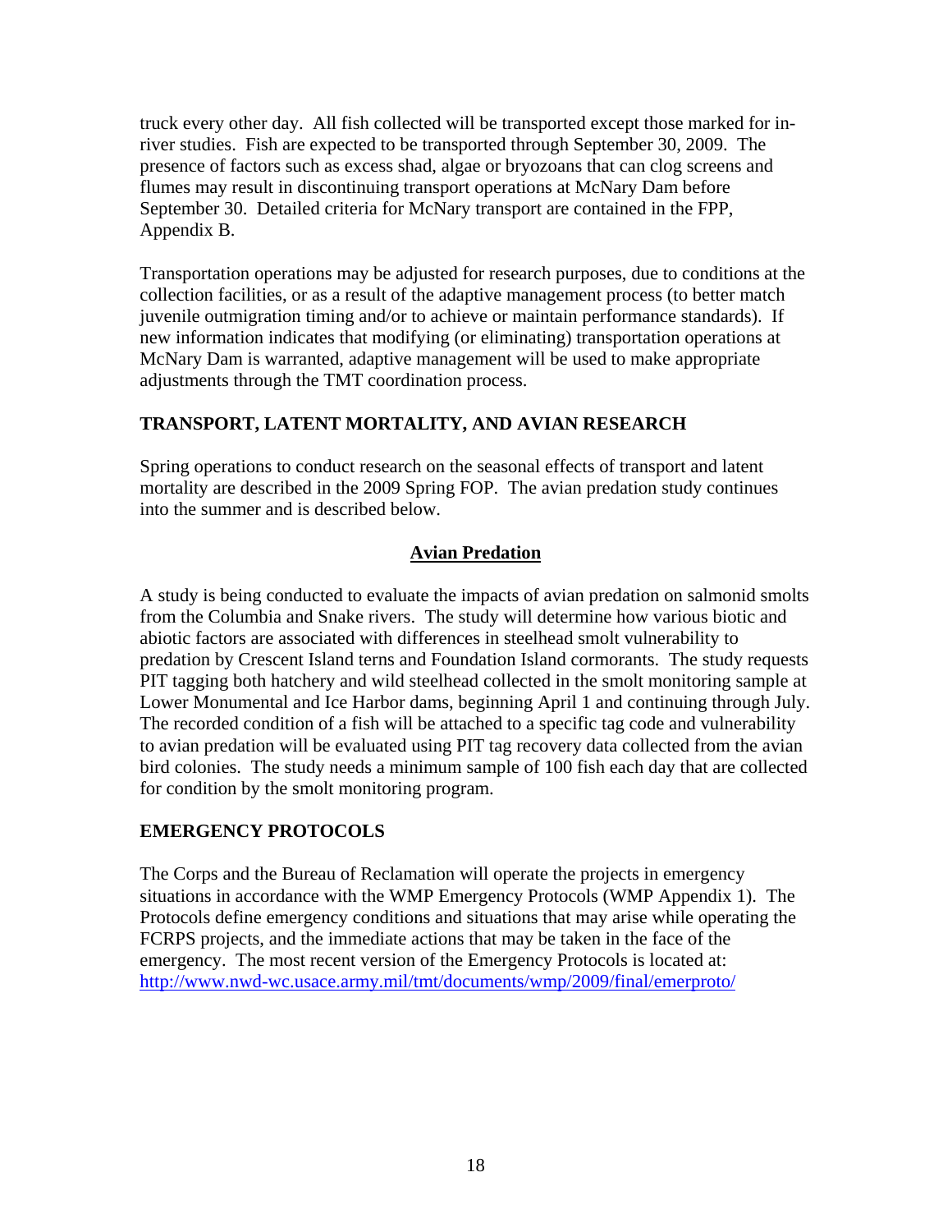truck every other day. All fish collected will be transported except those marked for in-river studies. Fish are expected to be transported through September 30, 2009. The presence of factors such as excess shad, algae or bryozoans that can clog screens and flumes may result in discontinuing transport operations at McNary Dam before September 30. Detailed criteria for McNary transport are contained in the FPP, Appendix B.

Transportation operations may be adjusted for research purposes, due to conditions at the collection facilities, or as a result of the adaptive management process (to better match juvenile outmigration timing and/or to achieve or maintain performance standards). If new information indicates that modifying (or eliminating) transportation operations at McNary Dam is warranted, adaptive management will be used to make appropriate adjustments through the TMT coordination process.

## TRANSPORT, LATENT MORTALITY, AND AVIAN RESEARCH

Spring operations to conduct research on the seasonal effects of transport and latent mortality are described in the 2009 Spring FOP. The avian predation study continues into the summer and is described below.

### Avian Predation

A study is being conducted to evaluate the impacts of avian predation on salmonid smolts from the Columbia and Snake rivers. The study will determine how various biotic and abiotic factors are associated with differences in steelhead smolt vulnerability to predation by Crescent Island terns and Foundation Island cormorants. The study requests PIT tagging both hatchery and wild steelhead collected in the smolt monitoring sample at Lower Monumental and Ice Harbor dams, beginning April 1 and continuing through July. The recorded condition of a fish will be attached to a specific tag code and vulnerability to avian predation will be evaluated using PIT tag recovery data collected from the avian bird colonies. The study needs a minimum sample of 100 fish each day that are collected for condition by the smolt monitoring program.

## EMERGENCY PROTOCOLS

The Corps and the Bureau of Reclamation will operate the projects in emergency situations in accordance with the WMP Emergency Protocols (WMP Appendix 1). The Protocols define emergency conditions and situations that may arise while operating the FCRPS projects, and the immediate actions that may be taken in the face of the emergency. The most recent version of the Emergency Protocols is located at: http://www.nwd-wc.usace.army.mil/tmt/documents/wmp/2009/final/emerproto/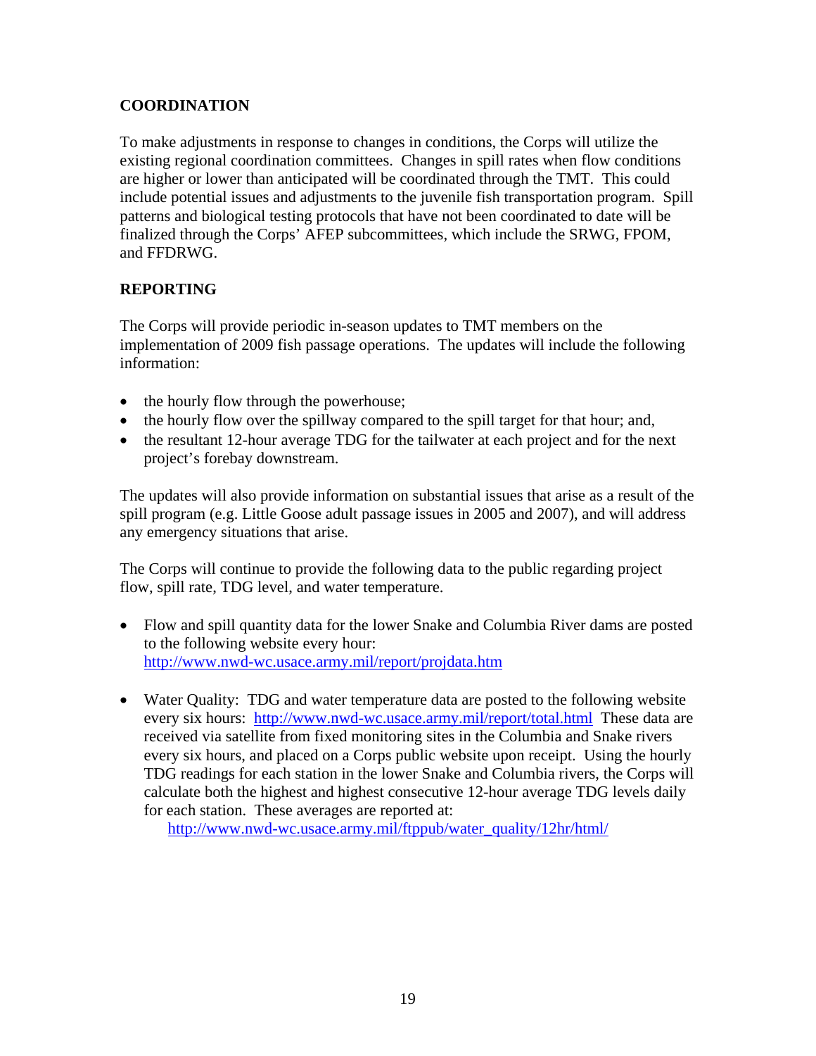## COORDINATION

To make adjustments in response to changes in conditions, the Corps will utilize the existing regional coordination committees. Changes in spill rates when flow conditions are higher or lower than anticipated will be coordinated through the TMT. This could include potential issues and adjustments to the juvenile fish transportation program. Spill patterns and biological testing protocols that have not been coordinated to date will be finalized through the Corps' AFEP subcommittees, which include the SRWG, FPOM, and FFDRWG.

## REPORTING

The Corps will provide periodic in-season updates to TMT members on the implementation of 2009 fish passage operations. The updates will include the following information:

- the hourly flow through the powerhouse;
- the hourly flow over the spillway compared to the spill target for that hour; and,
- the resultant 12-hour average TDG for the tailwater at each project and for the next project's forebay downstream.

The updates will also provide information on substantial issues that arise as a result of the spill program (e.g. Little Goose adult passage issues in 2005 and 2007), and will address any emergency situations that arise.

The Corps will continue to provide the following data to the public regarding project flow, spill rate, TDG level, and water temperature.

- Flow and spill quantity data for the lower Snake and Columbia River dams are posted to the following website every hour: http://www.nwd-wc.usace.army.mil/report/projdata.htm

- Water Quality: TDG and water temperature data are posted to the following website every six hours: http://www.nwd-wc.usace.army.mil/report/total.html These data are received via satellite from fixed monitoring sites in the Columbia and Snake rivers every six hours, and placed on a Corps public website upon receipt. Using the hourly TDG readings for each station in the lower Snake and Columbia rivers, the Corps will calculate both the highest and highest consecutive 12-hour average TDG levels daily for each station. These averages are reported at:
  http://www.nwd-wc.usace.army.mil/ftppub/water_quality/12hr/html/